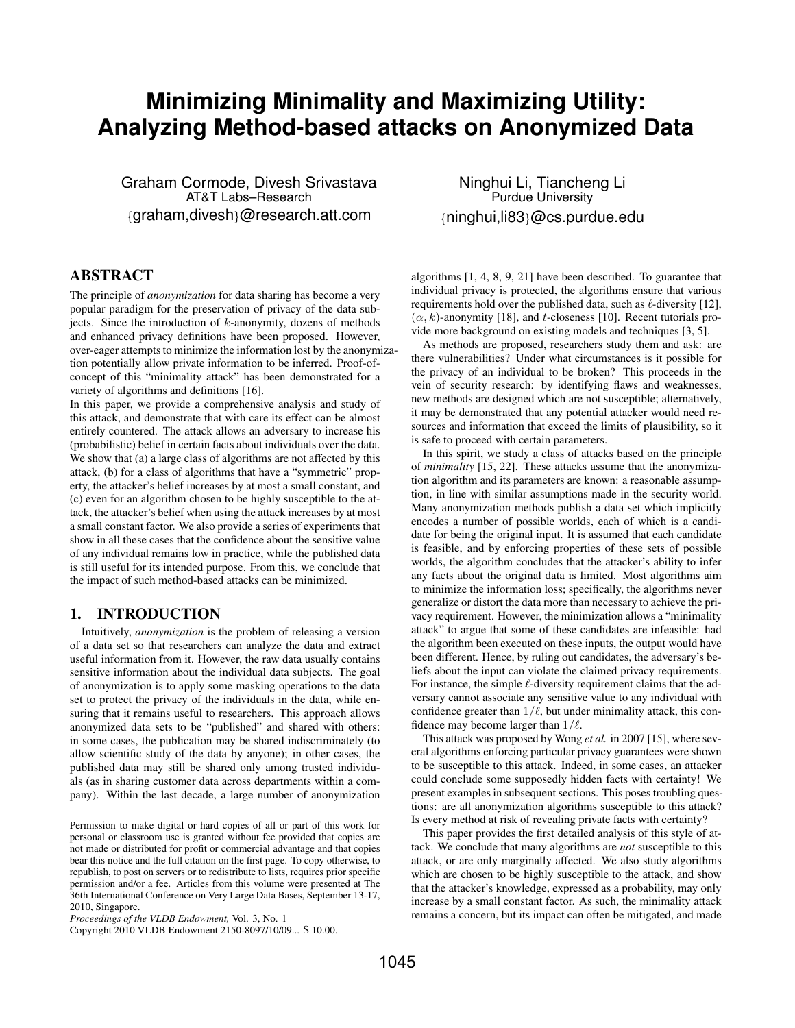# Minimizing Minimality and Maximizing Utility: Analyzing Method-based attacks on Anonymized Data

Graham Cormode, Divesh Srivastava
AT&T Labs–Research
{graham,divesh}@research.att.com

Ninghui Li, Tiancheng Li
Purdue University
{ninghui,li83}@cs.purdue.edu

## ABSTRACT

The principle of *anonymization* for data sharing has become a very popular paradigm for the preservation of privacy of the data subjects. Since the introduction of $k$-anonymity, dozens of methods and enhanced privacy definitions have been proposed. However, over-eager attempts to minimize the information lost by the anonymization potentially allow private information to be inferred. Proof-of-concept of this "minimality attack" has been demonstrated for a variety of algorithms and definitions [16].

In this paper, we provide a comprehensive analysis and study of this attack, and demonstrate that with care its effect can be almost entirely countered. The attack allows an adversary to increase his (probabilistic) belief in certain facts about individuals over the data. We show that (a) a large class of algorithms are not affected by this attack, (b) for a class of algorithms that have a "symmetric" property, the attacker's belief increases by at most a small constant, and (c) even for an algorithm chosen to be highly susceptible to the attack, the attacker's belief when using the attack increases by at most a small constant factor. We also provide a series of experiments that show in all these cases that the confidence about the sensitive value of any individual remains low in practice, while the published data is still useful for its intended purpose. From this, we conclude that the impact of such method-based attacks can be minimized.

## 1. INTRODUCTION

Intuitively, *anonymization* is the problem of releasing a version of a data set so that researchers can analyze the data and extract useful information from it. However, the raw data usually contains sensitive information about the individual data subjects. The goal of anonymization is to apply some masking operations to the data set to protect the privacy of the individuals in the data, while ensuring that it remains useful to researchers. This approach allows anonymized data sets to be "published" and shared with others: in some cases, the publication may be shared indiscriminately (to allow scientific study of the data by anyone); in other cases, the published data may still be shared only among trusted individuals (as in sharing customer data across departments within a company). Within the last decade, a large number of anonymization algorithms [1, 4, 8, 9, 21] have been described. To guarantee that individual privacy is protected, the algorithms ensure that various requirements hold over the published data, such as $\ell$-diversity [12], $(\alpha, k)$-anonymity [18], and $t$-closeness [10]. Recent tutorials provide more background on existing models and techniques [3, 5].

As methods are proposed, researchers study them and ask: are there vulnerabilities? Under what circumstances is it possible for the privacy of an individual to be broken? This proceeds in the vein of security research: by identifying flaws and weaknesses, new methods are designed which are not susceptible; alternatively, it may be demonstrated that any potential attacker would need resources and information that exceed the limits of plausibility, so it is safe to proceed with certain parameters.

In this spirit, we study a class of attacks based on the principle of *minimality* [15, 22]. These attacks assume that the anonymization algorithm and its parameters are known: a reasonable assumption, in line with similar assumptions made in the security world. Many anonymization methods publish a data set which implicitly encodes a number of possible worlds, each of which is a candidate for being the original input. It is assumed that each candidate is feasible, and by enforcing properties of these sets of possible worlds, the algorithm concludes that the attacker's ability to infer any facts about the original data is limited. Most algorithms aim to minimize the information loss; specifically, the algorithms never generalize or distort the data more than necessary to achieve the privacy requirement. However, the minimization allows a "minimality attack" to argue that some of these candidates are infeasible: had the algorithm been executed on these inputs, the output would have been different. Hence, by ruling out candidates, the adversary's beliefs about the input can violate the claimed privacy requirements. For instance, the simple $\ell$-diversity requirement claims that the adversary cannot associate any sensitive value to any individual with confidence greater than $1/\ell$, but under minimality attack, this confidence may become larger than $1/\ell$.

This attack was proposed by Wong *et al.* in 2007 [15], where several algorithms enforcing particular privacy guarantees were shown to be susceptible to this attack. Indeed, in some cases, an attacker could conclude some supposedly hidden facts with certainty! We present examples in subsequent sections. This poses troubling questions: are all anonymization algorithms susceptible to this attack? Is every method at risk of revealing private facts with certainty?

This paper provides the first detailed analysis of this style of attack. We conclude that many algorithms are *not* susceptible to this attack, or are only marginally affected. We also study algorithms which are chosen to be highly susceptible to the attack, and show that the attacker's knowledge, expressed as a probability, may only increase by a small constant factor. As such, the minimality attack remains a concern, but its impact can often be mitigated, and made

Permission to make digital or hard copies of all or part of this work for personal or classroom use is granted without fee provided that copies are not made or distributed for profit or commercial advantage and that copies bear this notice and the full citation on the first page. To copy otherwise, to republish, to post on servers or to redistribute to lists, requires prior specific permission and/or a fee. Articles from this volume were presented at The 36th International Conference on Very Large Data Bases, September 13-17, 2010, Singapore.
*Proceedings of the VLDB Endowment,* Vol. 3, No. 1
Copyright 2010 VLDB Endowment 2150-8097/10/09... $ 10.00.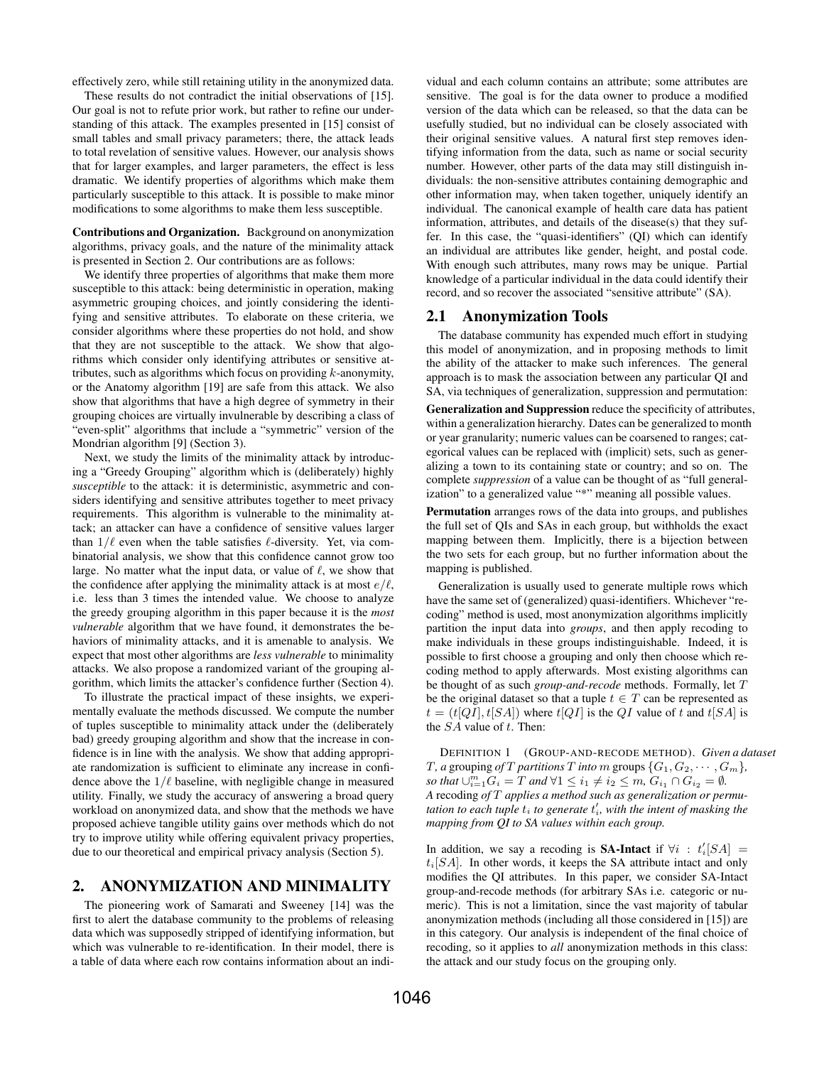effectively zero, while still retaining utility in the anonymized data.

These results do not contradict the initial observations of [15]. Our goal is not to refute prior work, but rather to refine our understanding of this attack. The examples presented in [15] consist of small tables and small privacy parameters; there, the attack leads to total revelation of sensitive values. However, our analysis shows that for larger examples, and larger parameters, the effect is less dramatic. We identify properties of algorithms which make them particularly susceptible to this attack. It is possible to make minor modifications to some algorithms to make them less susceptible.

**Contributions and Organization.** Background on anonymization algorithms, privacy goals, and the nature of the minimality attack is presented in Section 2. Our contributions are as follows:

We identify three properties of algorithms that make them more susceptible to this attack: being deterministic in operation, making asymmetric grouping choices, and jointly considering the identifying and sensitive attributes. To elaborate on these criteria, we consider algorithms where these properties do not hold, and show that they are not susceptible to the attack. We show that algorithms which consider only identifying attributes or sensitive attributes, such as algorithms which focus on providing $k$-anonymity, or the Anatomy algorithm [19] are safe from this attack. We also show that algorithms that have a high degree of symmetry in their grouping choices are virtually invulnerable by describing a class of "even-split" algorithms that include a "symmetric" version of the Mondrian algorithm [9] (Section 3).

Next, we study the limits of the minimality attack by introducing a "Greedy Grouping" algorithm which is (deliberately) highly *susceptible* to the attack: it is deterministic, asymmetric and considers identifying and sensitive attributes together to meet privacy requirements. This algorithm is vulnerable to the minimality attack; an attacker can have a confidence of sensitive values larger than $1/\ell$ even when the table satisfies $\ell$-diversity. Yet, via combinatorial analysis, we show that this confidence cannot grow too large. No matter what the input data, or value of $\ell$, we show that the confidence after applying the minimality attack is at most $e/\ell$, i.e. less than 3 times the intended value. We choose to analyze the greedy grouping algorithm in this paper because it is the *most vulnerable* algorithm that we have found, it demonstrates the behaviors of minimality attacks, and it is amenable to analysis. We expect that most other algorithms are *less vulnerable* to minimality attacks. We also propose a randomized variant of the grouping algorithm, which limits the attacker's confidence further (Section 4).

To illustrate the practical impact of these insights, we experimentally evaluate the methods discussed. We compute the number of tuples susceptible to minimality attack under the (deliberately bad) greedy grouping algorithm and show that the increase in confidence is in line with the analysis. We show that adding appropriate randomization is sufficient to eliminate any increase in confidence above the $1/\ell$ baseline, with negligible change in measured utility. Finally, we study the accuracy of answering a broad query workload on anonymized data, and show that the methods we have proposed achieve tangible utility gains over methods which do not try to improve utility while offering equivalent privacy properties, due to our theoretical and empirical privacy analysis (Section 5).

## 2. ANONYMIZATION AND MINIMALITY

The pioneering work of Samarati and Sweeney [14] was the first to alert the database community to the problems of releasing data which was supposedly stripped of identifying information, but which was vulnerable to re-identification. In their model, there is a table of data where each row contains information about an individual and each column contains an attribute; some attributes are sensitive. The goal is for the data owner to produce a modified version of the data which can be released, so that the data can be usefully studied, but no individual can be closely associated with their original sensitive values. A natural first step removes identifying information from the data, such as name or social security number. However, other parts of the data may still distinguish individuals: the non-sensitive attributes containing demographic and other information may, when taken together, uniquely identify an individual. The canonical example of health care data has patient information, attributes, and details of the disease(s) that they suffer. In this case, the "quasi-identifiers" (QI) which can identify an individual are attributes like gender, height, and postal code. With enough such attributes, many rows may be unique. Partial knowledge of a particular individual in the data could identify their record, and so recover the associated "sensitive attribute" (SA).

### 2.1 Anonymization Tools

The database community has expended much effort in studying this model of anonymization, and in proposing methods to limit the ability of the attacker to make such inferences. The general approach is to mask the association between any particular QI and SA, via techniques of generalization, suppression and permutation:

**Generalization and Suppression** reduce the specificity of attributes, within a generalization hierarchy. Dates can be generalized to month or year granularity; numeric values can be coarsened to ranges; categorical values can be replaced with (implicit) sets, such as generalizing a town to its containing state or country; and so on. The complete *suppression* of a value can be thought of as "full generalization" to a generalized value "*" meaning all possible values.

**Permutation** arranges rows of the data into groups, and publishes the full set of QIs and SAs in each group, but withholds the exact mapping between them. Implicitly, there is a bijection between the two sets for each group, but no further information about the mapping is published.

Generalization is usually used to generate multiple rows which have the same set of (generalized) quasi-identifiers. Whichever "recoding" method is used, most anonymization algorithms implicitly partition the input data into *groups*, and then apply recoding to make individuals in these groups indistinguishable. Indeed, it is possible to first choose a grouping and only then choose which recoding method to apply afterwards. Most existing algorithms can be thought of as such *group-and-recode* methods. Formally, let $T$ be the original dataset so that a tuple $t \in T$ can be represented as $t = (t[QI], t[SA])$ where $t[QI]$ is the $QI$ value of $t$ and $t[SA]$ is the $SA$ value of $t$. Then:

DEFINITION 1 (GROUP-AND-RECODE METHOD). *Given a dataset $T$, a* grouping *of $T$ partitions $T$ into $m$ groups $\{G_1, G_2, \cdots, G_m\}$, so that $\cup_{i=1}^{m} G_i = T$ and $\forall 1 \leq i_1 \neq i_2 \leq m$, $G_{i_1} \cap G_{i_2} = \emptyset$.*
*A* recoding *of $T$ applies a method such as generalization or permutation to each tuple $t_i$ to generate $t'_i$, with the intent of masking the mapping from QI to SA values within each group.*

In addition, we say a recoding is **SA-Intact** if $\forall i : t'_i[SA] = t_i[SA]$. In other words, it keeps the SA attribute intact and only modifies the QI attributes. In this paper, we consider SA-Intact group-and-recode methods (for arbitrary SAs i.e. categoric or numeric). This is not a limitation, since the vast majority of tabular anonymization methods (including all those considered in [15]) are in this category. Our analysis is independent of the final choice of recoding, so it applies to *all* anonymization methods in this class: the attack and our study focus on the grouping only.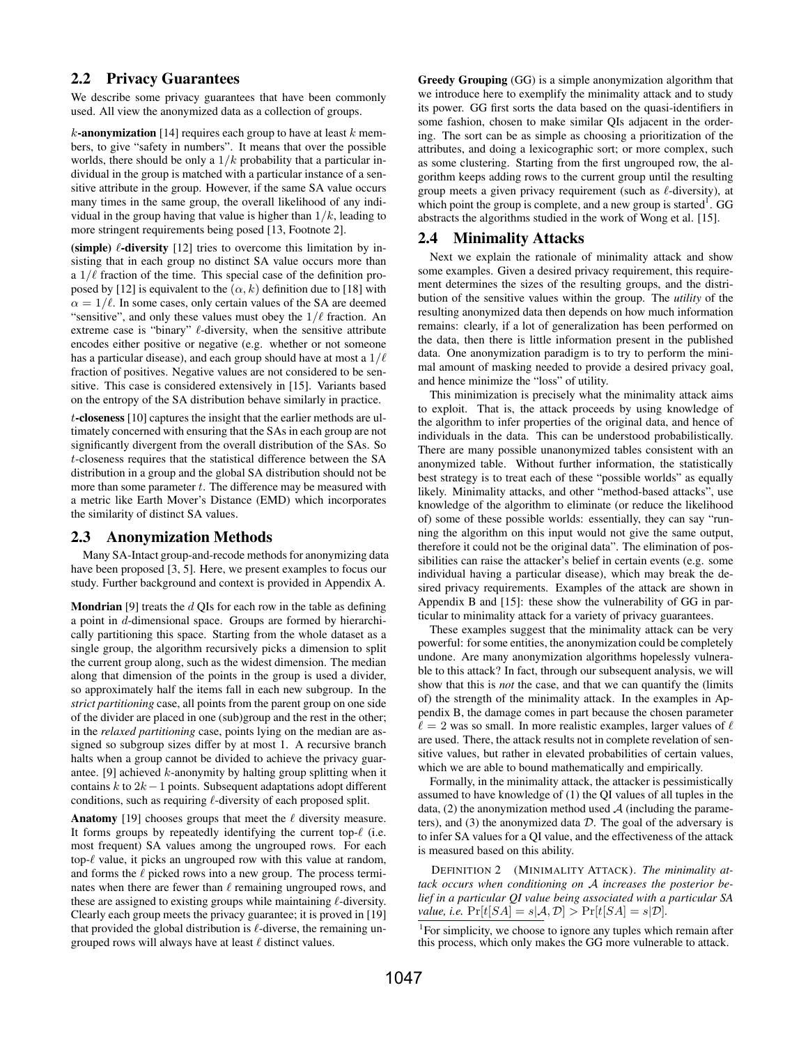## 2.2 Privacy Guarantees

We describe some privacy guarantees that have been commonly used. All view the anonymized data as a collection of groups.

**$k$-anonymization** [14] requires each group to have at least $k$ members, to give "safety in numbers". It means that over the possible worlds, there should be only a $1/k$ probability that a particular individual in the group is matched with a particular instance of a sensitive attribute in the group. However, if the same SA value occurs many times in the same group, the overall likelihood of any individual in the group having that value is higher than $1/k$, leading to more stringent requirements being posed [13, Footnote 2].

**(simple) $\ell$-diversity** [12] tries to overcome this limitation by insisting that in each group no distinct SA value occurs more than a $1/\ell$ fraction of the time. This special case of the definition proposed by [12] is equivalent to the $(\alpha, k)$ definition due to [18] with $\alpha = 1/\ell$. In some cases, only certain values of the SA are deemed "sensitive", and only these values must obey the $1/\ell$ fraction. An extreme case is "binary" $\ell$-diversity, when the sensitive attribute encodes either positive or negative (e.g. whether or not someone has a particular disease), and each group should have at most a $1/\ell$ fraction of positives. Negative values are not considered to be sensitive. This case is considered extensively in [15]. Variants based on the entropy of the SA distribution behave similarly in practice.

**$t$-closeness** [10] captures the insight that the earlier methods are ultimately concerned with ensuring that the SAs in each group are not significantly divergent from the overall distribution of the SAs. So $t$-closeness requires that the statistical difference between the SA distribution in a group and the global SA distribution should not be more than some parameter $t$. The difference may be measured with a metric like Earth Mover's Distance (EMD) which incorporates the similarity of distinct SA values.

## 2.3 Anonymization Methods

Many SA-Intact group-and-recode methods for anonymizing data have been proposed [3, 5]. Here, we present examples to focus our study. Further background and context is provided in Appendix A.

**Mondrian** [9] treats the $d$ QIs for each row in the table as defining a point in $d$-dimensional space. Groups are formed by hierarchically partitioning this space. Starting from the whole dataset as a single group, the algorithm recursively picks a dimension to split the current group along, such as the widest dimension. The median along that dimension of the points in the group is used a divider, so approximately half the items fall in each new subgroup. In the *strict partitioning* case, all points from the parent group on one side of the divider are placed in one (sub)group and the rest in the other; in the *relaxed partitioning* case, points lying on the median are assigned so subgroup sizes differ by at most 1. A recursive branch halts when a group cannot be divided to achieve the privacy guarantee. [9] achieved $k$-anonymity by halting group splitting when it contains $k$ to $2k-1$ points. Subsequent adaptations adopt different conditions, such as requiring $\ell$-diversity of each proposed split.

**Anatomy** [19] chooses groups that meet the $\ell$ diversity measure. It forms groups by repeatedly identifying the current top-$\ell$ (i.e. most frequent) SA values among the ungrouped rows. For each top-$\ell$ value, it picks an ungrouped row with this value at random, and forms the $\ell$ picked rows into a new group. The process terminates when there are fewer than $\ell$ remaining ungrouped rows, and these are assigned to existing groups while maintaining $\ell$-diversity. Clearly each group meets the privacy guarantee; it is proved in [19] that provided the global distribution is $\ell$-diverse, the remaining ungrouped rows will always have at least $\ell$ distinct values.

**Greedy Grouping** (GG) is a simple anonymization algorithm that we introduce here to exemplify the minimality attack and to study its power. GG first sorts the data based on the quasi-identifiers in some fashion, chosen to make similar QIs adjacent in the ordering. The sort can be as simple as choosing a prioritization of the attributes, and doing a lexicographic sort; or more complex, such as some clustering. Starting from the first ungrouped row, the algorithm keeps adding rows to the current group until the resulting group meets a given privacy requirement (such as $\ell$-diversity), at which point the group is complete, and a new group is started[1]. GG abstracts the algorithms studied in the work of Wong et al. [15].

## 2.4 Minimality Attacks

Next we explain the rationale of minimality attack and show some examples. Given a desired privacy requirement, this requirement determines the sizes of the resulting groups, and the distribution of the sensitive values within the group. The *utility* of the resulting anonymized data then depends on how much information remains: clearly, if a lot of generalization has been performed on the data, then there is little information present in the published data. One anonymization paradigm is to try to perform the minimal amount of masking needed to provide a desired privacy goal, and hence minimize the "loss" of utility.

This minimization is precisely what the minimality attack aims to exploit. That is, the attack proceeds by using knowledge of the algorithm to infer properties of the original data, and hence of individuals in the data. This can be understood probabilistically. There are many possible unanonymized tables consistent with an anonymized table. Without further information, the statistically best strategy is to treat each of these "possible worlds" as equally likely. Minimality attacks, and other "method-based attacks", use knowledge of the algorithm to eliminate (or reduce the likelihood of) some of these possible worlds: essentially, they can say "running the algorithm on this input would not give the same output, therefore it could not be the original data". The elimination of possibilities can raise the attacker's belief in certain events (e.g. some individual having a particular disease), which may break the desired privacy requirements. Examples of the attack are shown in Appendix B and [15]: these show the vulnerability of GG in particular to minimality attack for a variety of privacy guarantees.

These examples suggest that the minimality attack can be very powerful: for some entities, the anonymization could be completely undone. Are many anonymization algorithms hopelessly vulnerable to this attack? In fact, through our subsequent analysis, we will show that this is *not* the case, and that we can quantify the (limits of) the strength of the minimality attack. In the examples in Appendix B, the damage comes in part because the chosen parameter $\ell = 2$ was so small. In more realistic examples, larger values of $\ell$ are used. There, the attack results not in complete revelation of sensitive values, but rather in elevated probabilities of certain values, which we are able to bound mathematically and empirically.

Formally, in the minimality attack, the attacker is pessimistically assumed to have knowledge of (1) the QI values of all tuples in the data, (2) the anonymization method used $\mathcal{A}$ (including the parameters), and (3) the anonymized data $\mathcal{D}$. The goal of the adversary is to infer SA values for a QI value, and the effectiveness of the attack is measured based on this ability.

DEFINITION 2 (MINIMALITY ATTACK). *The minimality attack occurs when conditioning on $\mathcal{A}$ increases the posterior belief in a particular QI value being associated with a particular SA value, i.e.* $\Pr[t[SA] = s|\mathcal{A}, \mathcal{D}] > \Pr[t[SA] = s|\mathcal{D}]$.

[1] For simplicity, we choose to ignore any tuples which remain after this process, which only makes the GG more vulnerable to attack.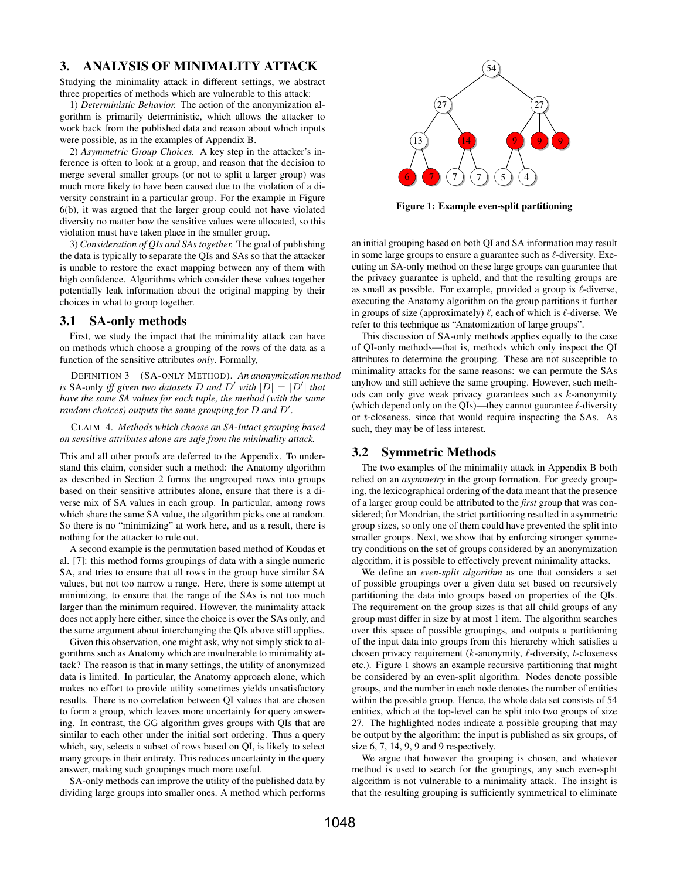## 3. ANALYSIS OF MINIMALITY ATTACK

Studying the minimality attack in different settings, we abstract three properties of methods which are vulnerable to this attack:

1) *Deterministic Behavior.* The action of the anonymization algorithm is primarily deterministic, which allows the attacker to work back from the published data and reason about which inputs were possible, as in the examples of Appendix B.

2) *Asymmetric Group Choices.* A key step in the attacker's inference is often to look at a group, and reason that the decision to merge several smaller groups (or not to split a larger group) was much more likely to have been caused due to the violation of a diversity constraint in a particular group. For the example in Figure 6(b), it was argued that the larger group could not have violated diversity no matter how the sensitive values were allocated, so this violation must have taken place in the smaller group.

3) *Consideration of QIs and SAs together.* The goal of publishing the data is typically to separate the QIs and SAs so that the attacker is unable to restore the exact mapping between any of them with high confidence. Algorithms which consider these values together potentially leak information about the original mapping by their choices in what to group together.

### 3.1 SA-only methods

First, we study the impact that the minimality attack can have on methods which choose a grouping of the rows of the data as a function of the sensitive attributes *only*. Formally,

DEFINITION 3 (SA-ONLY METHOD). *An anonymization method is* SA-only *iff given two datasets $D$ and $D'$ with $|D| = |D'|$ that have the same SA values for each tuple, the method (with the same random choices) outputs the same grouping for $D$ and $D'$.*

CLAIM 4. *Methods which choose an SA-Intact grouping based on sensitive attributes alone are safe from the minimality attack.*

This and all other proofs are deferred to the Appendix. To understand this claim, consider such a method: the Anatomy algorithm as described in Section 2 forms the ungrouped rows into groups based on their sensitive attributes alone, ensure that there is a diverse mix of SA values in each group. In particular, among rows which share the same SA value, the algorithm picks one at random. So there is no "minimizing" at work here, and as a result, there is nothing for the attacker to rule out.

A second example is the permutation based method of Koudas et al. [7]: this method forms groupings of data with a single numeric SA, and tries to ensure that all rows in the group have similar SA values, but not too narrow a range. Here, there is some attempt at minimizing, to ensure that the range of the SAs is not too much larger than the minimum required. However, the minimality attack does not apply here either, since the choice is over the SAs only, and the same argument about interchanging the QIs above still applies.

Given this observation, one might ask, why not simply stick to algorithms such as Anatomy which are invulnerable to minimality attack? The reason is that in many settings, the utility of anonymized data is limited. In particular, the Anatomy approach alone, which makes no effort to provide utility sometimes yields unsatisfactory results. There is no correlation between QI values that are chosen to form a group, which leaves more uncertainty for query answering. In contrast, the GG algorithm gives groups with QIs that are similar to each other under the initial sort ordering. Thus a query which, say, selects a subset of rows based on QI, is likely to select many groups in their entirety. This reduces uncertainty in the query answer, making such groupings much more useful.

SA-only methods can improve the utility of the published data by dividing large groups into smaller ones. A method which performs an initial grouping based on both QI and SA information may result in some large groups to ensure a guarantee such as $\ell$-diversity. Executing an SA-only method on these large groups can guarantee that the privacy guarantee is upheld, and that the resulting groups are as small as possible. For example, provided a group is $\ell$-diverse, executing the Anatomy algorithm on the group partitions it further in groups of size (approximately) $\ell$, each of which is $\ell$-diverse. We refer to this technique as "Anatomization of large groups".

This discussion of SA-only methods applies equally to the case of QI-only methods—that is, methods which only inspect the QI attributes to determine the grouping. These are not susceptible to minimality attacks for the same reasons: we can permute the SAs anyhow and still achieve the same grouping. However, such methods can only give weak privacy guarantees such as $k$-anonymity (which depend only on the QIs)—they cannot guarantee $\ell$-diversity or $t$-closeness, since that would require inspecting the SAs. As such, they may be of less interest.

54

27 27

13 14 9 9 9

6 7 7 7 5 4

**Figure 1: Example even-split partitioning**

### 3.2 Symmetric Methods

The two examples of the minimality attack in Appendix B both relied on an *asymmetry* in the group formation. For greedy grouping, the lexicographical ordering of the data meant that the presence of a larger group could be attributed to the *first* group that was considered; for Mondrian, the strict partitioning resulted in asymmetric group sizes, so only one of them could have prevented the split into smaller groups. Next, we show that by enforcing stronger symmetry conditions on the set of groups considered by an anonymization algorithm, it is possible to effectively prevent minimality attacks.

We define an *even-split algorithm* as one that considers a set of possible groupings over a given data set based on recursively partitioning the data into groups based on properties of the QIs. The requirement on the group sizes is that all child groups of any group must differ in size by at most 1 item. The algorithm searches over this space of possible groupings, and outputs a partitioning of the input data into groups from this hierarchy which satisfies a chosen privacy requirement ($k$-anonymity, $\ell$-diversity, $t$-closeness etc.). Figure 1 shows an example recursive partitioning that might be considered by an even-split algorithm. Nodes denote possible groups, and the number in each node denotes the number of entities within the possible group. Hence, the whole data set consists of 54 entities, which at the top-level can be split into two groups of size 27. The highlighted nodes indicate a possible grouping that may be output by the algorithm: the input is published as six groups, of size 6, 7, 14, 9, 9 and 9 respectively.

We argue that however the grouping is chosen, and whatever method is used to search for the groupings, any such even-split algorithm is not vulnerable to a minimality attack. The insight is that the resulting grouping is sufficiently symmetrical to eliminate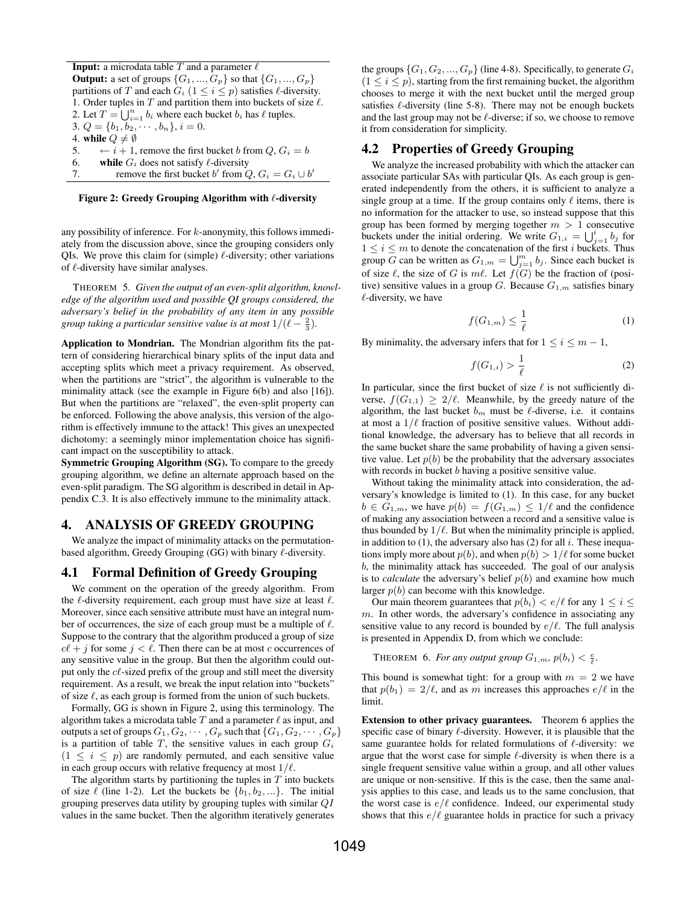**Input:** a microdata table $T$ and a parameter $\ell$
**Output:** a set of groups $\{G_1, ..., G_p\}$ so that $\{G_1, ..., G_p\}$ partitions of $T$ and each $G_i$ $(1 \leq i \leq p)$ satisfies $\ell$-diversity.
1. Order tuples in $T$ and partition them into buckets of size $\ell$.
2. Let $T = \bigcup_{i=1}^{n} b_i$ where each bucket $b_i$ has $\ell$ tuples.
3. $Q = \{b_1, b_2, \cdots, b_n\}$, $i = 0$.
4. **while** $Q \neq \emptyset$
5. $\leftarrow i + 1$, remove the first bucket $b$ from $Q$, $G_i = b$
6. **while** $G_i$ does not satisfy $\ell$-diversity
7. remove the first bucket $b'$ from $Q$, $G_i = G_i \cup b'$

**Figure 2: Greedy Grouping Algorithm with $\ell$-diversity**

any possibility of inference. For $k$-anonymity, this follows immediately from the discussion above, since the grouping considers only QIs. We prove this claim for (simple) $\ell$-diversity; other variations of $\ell$-diversity have similar analyses.

THEOREM 5. *Given the output of an even-split algorithm, knowledge of the algorithm used and possible QI groups considered, the adversary's belief in the probability of any item in* any *possible group taking a particular sensitive value is at most* $1/(\ell - \frac{2}{3})$.

**Application to Mondrian.** The Mondrian algorithm fits the pattern of considering hierarchical binary splits of the input data and accepting splits which meet a privacy requirement. As observed, when the partitions are "strict", the algorithm is vulnerable to the minimality attack (see the example in Figure 6(b) and also [16]). But when the partitions are "relaxed", the even-split property can be enforced. Following the above analysis, this version of the algorithm is effectively immune to the attack! This gives an unexpected dichotomy: a seemingly minor implementation choice has significant impact on the susceptibility to attack.

**Symmetric Grouping Algorithm (SG).** To compare to the greedy grouping algorithm, we define an alternate approach based on the even-split paradigm. The SG algorithm is described in detail in Appendix C.3. It is also effectively immune to the minimality attack.

# 4. ANALYSIS OF GREEDY GROUPING

We analyze the impact of minimality attacks on the permutation-based algorithm, Greedy Grouping (GG) with binary $\ell$-diversity.

## 4.1 Formal Definition of Greedy Grouping

We comment on the operation of the greedy algorithm. From the $\ell$-diversity requirement, each group must have size at least $\ell$. Moreover, since each sensitive attribute must have an integral number of occurrences, the size of each group must be a multiple of $\ell$. Suppose to the contrary that the algorithm produced a group of size $c\ell + j$ for some $j < \ell$. Then there can be at most $c$ occurrences of any sensitive value in the group. But then the algorithm could output only the $c\ell$-sized prefix of the group and still meet the diversity requirement. As a result, we break the input relation into "buckets" of size $\ell$, as each group is formed from the union of such buckets.

Formally, GG is shown in Figure 2, using this terminology. The algorithm takes a microdata table $T$ and a parameter $\ell$ as input, and outputs a set of groups $G_1, G_2, \cdots, G_p$ such that $\{G_1, G_2, \cdots, G_p\}$ is a partition of table $T$, the sensitive values in each group $G_i$ $(1 \leq i \leq p)$ are randomly permuted, and each sensitive value in each group occurs with relative frequency at most $1/\ell$.

The algorithm starts by partitioning the tuples in $T$ into buckets of size $\ell$ (line 1-2). Let the buckets be $\{b_1, b_2, ...\}$. The initial grouping preserves data utility by grouping tuples with similar $QI$ values in the same bucket. Then the algorithm iteratively generates the groups $\{G_1, G_2, ..., G_p\}$ (line 4-8). Specifically, to generate $G_i$ $(1 \leq i \leq p)$, starting from the first remaining bucket, the algorithm chooses to merge it with the next bucket until the merged group satisfies $\ell$-diversity (line 5-8). There may not be enough buckets and the last group may not be $\ell$-diverse; if so, we choose to remove it from consideration for simplicity.

## 4.2 Properties of Greedy Grouping

We analyze the increased probability with which the attacker can associate particular SAs with particular QIs. As each group is generated independently from the others, it is sufficient to analyze a single group at a time. If the group contains only $\ell$ items, there is no information for the attacker to use, so instead suppose that this group has been formed by merging together $m > 1$ consecutive buckets under the initial ordering. We write $G_{1,i} = \bigcup_{j=1}^{i} b_j$ for $1 \leq i \leq m$ to denote the concatenation of the first $i$ buckets. Thus group $G$ can be written as $G_{1,m} = \bigcup_{j=1}^{m} b_j$. Since each bucket is of size $\ell$, the size of $G$ is $m\ell$. Let $f(G)$ be the fraction of (positive) sensitive values in a group $G$. Because $G_{1,m}$ satisfies binary $\ell$-diversity, we have

$$f(G_{1,m}) \leq \frac{1}{\ell} \tag{1}$$

By minimality, the adversary infers that for $1 \leq i \leq m - 1$,

$$f(G_{1,i}) > \frac{1}{\ell} \tag{2}$$

In particular, since the first bucket of size $\ell$ is not sufficiently diverse, $f(G_{1,1}) \geq 2/\ell$. Meanwhile, by the greedy nature of the algorithm, the last bucket $b_m$ must be $\ell$-diverse, i.e. it contains at most a $1/\ell$ fraction of positive sensitive values. Without additional knowledge, the adversary has to believe that all records in the same bucket share the same probability of having a given sensitive value. Let $p(b)$ be the probability that the adversary associates with records in bucket $b$ having a positive sensitive value.

Without taking the minimality attack into consideration, the adversary's knowledge is limited to (1). In this case, for any bucket $b \in G_{1,m}$, we have $p(b) = f(G_{1,m}) \leq 1/\ell$ and the confidence of making any association between a record and a sensitive value is thus bounded by $1/\ell$. But when the minimality principle is applied, in addition to (1), the adversary also has (2) for all $i$. These inequations imply more about $p(b)$, and when $p(b) > 1/\ell$ for some bucket $b$, the minimality attack has succeeded. The goal of our analysis is to *calculate* the adversary's belief $p(b)$ and examine how much larger $p(b)$ can become with this knowledge.

Our main theorem guarantees that $p(b_i) < e/\ell$ for any $1 \leq i \leq m$. In other words, the adversary's confidence in associating any sensitive value to any record is bounded by $e/\ell$. The full analysis is presented in Appendix D, from which we conclude:

THEOREM 6. *For any output group $G_{1,m}$, $p(b_i) < \frac{e}{\ell}$.*

This bound is somewhat tight: for a group with $m = 2$ we have that $p(b_1) = 2/\ell$, and as $m$ increases this approaches $e/\ell$ in the limit.

**Extension to other privacy guarantees.** Theorem 6 applies the specific case of binary $\ell$-diversity. However, it is plausible that the same guarantee holds for related formulations of $\ell$-diversity: we argue that the worst case for simple $\ell$-diversity is when there is a single frequent sensitive value within a group, and all other values are unique or non-sensitive. If this is the case, then the same analysis applies to this case, and leads us to the same conclusion, that the worst case is $e/\ell$ confidence. Indeed, our experimental study shows that this $e/\ell$ guarantee holds in practice for such a privacy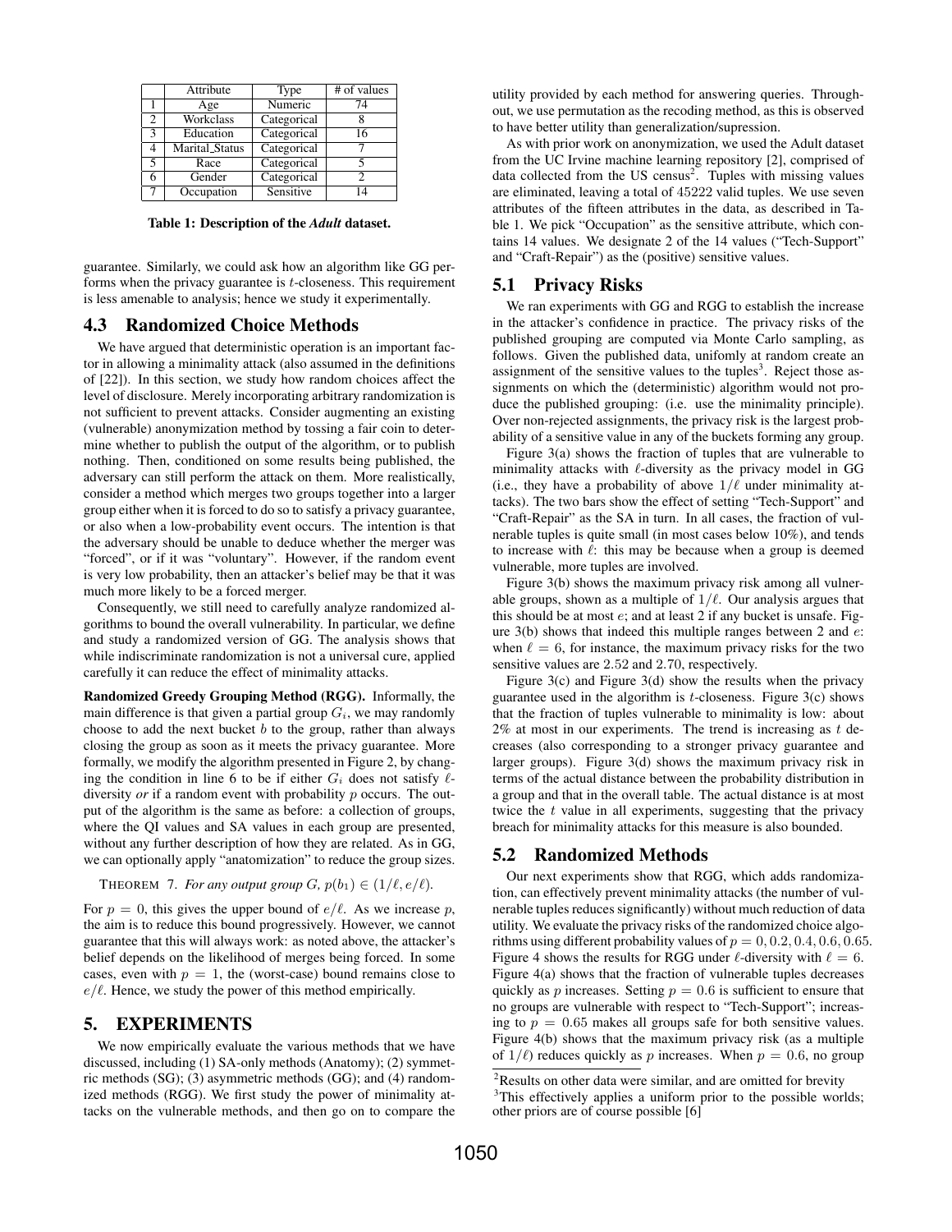|   | Attribute | Type | # of values |
|---|---|---|---|
| 1 | Age | Numeric | 74 |
| 2 | Workclass | Categorical | 8 |
| 3 | Education | Categorical | 16 |
| 4 | Marital_Status | Categorical | 7 |
| 5 | Race | Categorical | 5 |
| 6 | Gender | Categorical | 2 |
| 7 | Occupation | Sensitive | 14 |

**Table 1: Description of the *Adult* dataset.**

guarantee. Similarly, we could ask how an algorithm like GG performs when the privacy guarantee is $t$-closeness. This requirement is less amenable to analysis; hence we study it experimentally.

### 4.3 Randomized Choice Methods

We have argued that deterministic operation is an important factor in allowing a minimality attack (also assumed in the definitions of [22]). In this section, we study how random choices affect the level of disclosure. Merely incorporating arbitrary randomization is not sufficient to prevent attacks. Consider augmenting an existing (vulnerable) anonymization method by tossing a fair coin to determine whether to publish the output of the algorithm, or to publish nothing. Then, conditioned on some results being published, the adversary can still perform the attack on them. More realistically, consider a method which merges two groups together into a larger group either when it is forced to do so to satisfy a privacy guarantee, or also when a low-probability event occurs. The intention is that the adversary should be unable to deduce whether the merger was "forced", or if it was "voluntary". However, if the random event is very low probability, then an attacker's belief may be that it was much more likely to be a forced merger.

Consequently, we still need to carefully analyze randomized algorithms to bound the overall vulnerability. In particular, we define and study a randomized version of GG. The analysis shows that while indiscriminate randomization is not a universal cure, applied carefully it can reduce the effect of minimality attacks.

**Randomized Greedy Grouping Method (RGG).** Informally, the main difference is that given a partial group $G_i$, we may randomly choose to add the next bucket $b$ to the group, rather than always closing the group as soon as it meets the privacy guarantee. More formally, we modify the algorithm presented in Figure 2, by changing the condition in line 6 to be if either $G_i$ does not satisfy $\ell$-diversity *or* if a random event with probability $p$ occurs. The output of the algorithm is the same as before: a collection of groups, where the QI values and SA values in each group are presented, without any further description of how they are related. As in GG, we can optionally apply "anatomization" to reduce the group sizes.

THEOREM 7. *For any output group $G$, $p(b_1) \in (1/\ell, e/\ell)$.*

For $p = 0$, this gives the upper bound of $e/\ell$. As we increase $p$, the aim is to reduce this bound progressively. However, we cannot guarantee that this will always work: as noted above, the attacker's belief depends on the likelihood of merges being forced. In some cases, even with $p = 1$, the (worst-case) bound remains close to $e/\ell$. Hence, we study the power of this method empirically.

## 5. EXPERIMENTS

We now empirically evaluate the various methods that we have discussed, including (1) SA-only methods (Anatomy); (2) symmetric methods (SG); (3) asymmetric methods (GG); and (4) randomized methods (RGG). We first study the power of minimality attacks on the vulnerable methods, and then go on to compare the utility provided by each method for answering queries. Throughout, we use permutation as the recoding method, as this is observed to have better utility than generalization/supression.

As with prior work on anonymization, we used the Adult dataset from the UC Irvine machine learning repository [2], comprised of data collected from the US census[2]. Tuples with missing values are eliminated, leaving a total of 45222 valid tuples. We use seven attributes of the fifteen attributes in the data, as described in Table 1. We pick "Occupation" as the sensitive attribute, which contains 14 values. We designate 2 of the 14 values ("Tech-Support" and "Craft-Repair") as the (positive) sensitive values.

### 5.1 Privacy Risks

We ran experiments with GG and RGG to establish the increase in the attacker's confidence in practice. The privacy risks of the published grouping are computed via Monte Carlo sampling, as follows. Given the published data, unifomly at random create an assignment of the sensitive values to the tuples[3]. Reject those assignments on which the (deterministic) algorithm would not produce the published grouping: (i.e. use the minimality principle). Over non-rejected assignments, the privacy risk is the largest probability of a sensitive value in any of the buckets forming any group.

Figure 3(a) shows the fraction of tuples that are vulnerable to minimality attacks with $\ell$-diversity as the privacy model in GG (i.e., they have a probability of above $1/\ell$ under minimality attacks). The two bars show the effect of setting "Tech-Support" and "Craft-Repair" as the SA in turn. In all cases, the fraction of vulnerable tuples is quite small (in most cases below 10%), and tends to increase with $\ell$: this may be because when a group is deemed vulnerable, more tuples are involved.

Figure 3(b) shows the maximum privacy risk among all vulnerable groups, shown as a multiple of $1/\ell$. Our analysis argues that this should be at most $e$; and at least 2 if any bucket is unsafe. Figure 3(b) shows that indeed this multiple ranges between 2 and $e$: when $\ell = 6$, for instance, the maximum privacy risks for the two sensitive values are 2.52 and 2.70, respectively.

Figure 3(c) and Figure 3(d) show the results when the privacy guarantee used in the algorithm is $t$-closeness. Figure 3(c) shows that the fraction of tuples vulnerable to minimality is low: about 2% at most in our experiments. The trend is increasing as $t$ decreases (also corresponding to a stronger privacy guarantee and larger groups). Figure 3(d) shows the maximum privacy risk in terms of the actual distance between the probability distribution in a group and that in the overall table. The actual distance is at most twice the $t$ value in all experiments, suggesting that the privacy breach for minimality attacks for this measure is also bounded.

### 5.2 Randomized Methods

Our next experiments show that RGG, which adds randomization, can effectively prevent minimality attacks (the number of vulnerable tuples reduces significantly) without much reduction of data utility. We evaluate the privacy risks of the randomized choice algorithms using different probability values of $p = 0, 0.2, 0.4, 0.6, 0.65$. Figure 4 shows the results for RGG under $\ell$-diversity with $\ell = 6$. Figure 4(a) shows that the fraction of vulnerable tuples decreases quickly as $p$ increases. Setting $p = 0.6$ is sufficient to ensure that no groups are vulnerable with respect to "Tech-Support"; increasing to $p = 0.65$ makes all groups safe for both sensitive values. Figure 4(b) shows that the maximum privacy risk (as a multiple of $1/\ell$) reduces quickly as $p$ increases. When $p = 0.6$, no group

[2] Results on other data were similar, and are omitted for brevity

[3] This effectively applies a uniform prior to the possible worlds; other priors are of course possible [6]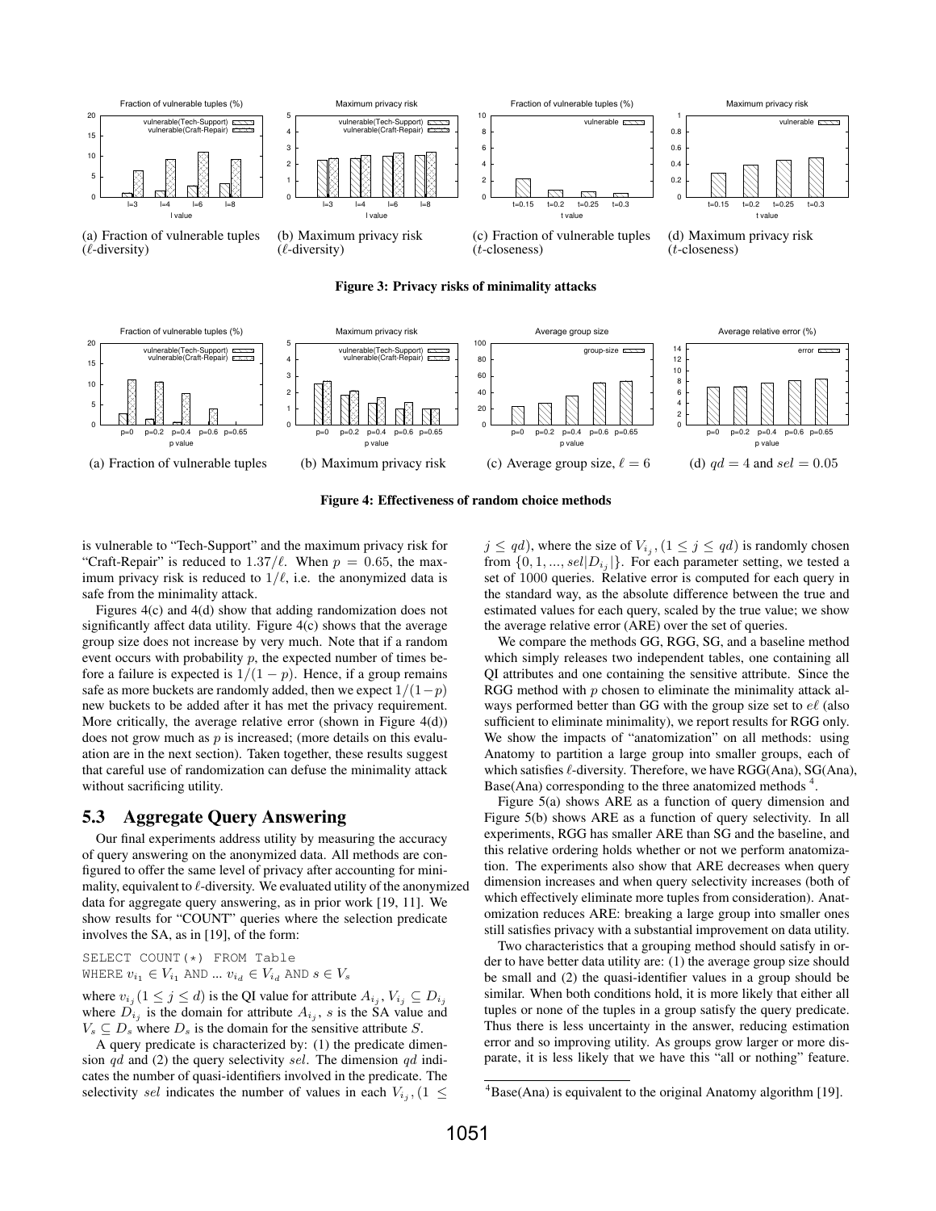(a) Fraction of vulnerable tuples ($\ell$-diversity)

(b) Maximum privacy risk ($\ell$-diversity)

(c) Fraction of vulnerable tuples ($t$-closeness)

(d) Maximum privacy risk ($t$-closeness)

**Figure 3: Privacy risks of minimality attacks**

(a) Fraction of vulnerable tuples

(b) Maximum privacy risk

(c) Average group size, $\ell = 6$

(d) $qd = 4$ and $sel = 0.05$

**Figure 4: Effectiveness of random choice methods**

is vulnerable to "Tech-Support" and the maximum privacy risk for "Craft-Repair" is reduced to $1.37/\ell$. When $p = 0.65$, the maximum privacy risk is reduced to $1/\ell$, i.e. the anonymized data is safe from the minimality attack.

Figures 4(c) and 4(d) show that adding randomization does not significantly affect data utility. Figure 4(c) shows that the average group size does not increase by very much. Note that if a random event occurs with probability $p$, the expected number of times before a failure is expected is $1/(1-p)$. Hence, if a group remains safe as more buckets are randomly added, then we expect $1/(1-p)$ new buckets to be added after it has met the privacy requirement. More critically, the average relative error (shown in Figure 4(d)) does not grow much as $p$ is increased; (more details on this evaluation are in the next section). Taken together, these results suggest that careful use of randomization can defuse the minimality attack without sacrificing utility.

## 5.3 Aggregate Query Answering

Our final experiments address utility by measuring the accuracy of query answering on the anonymized data. All methods are configured to offer the same level of privacy after accounting for minimality, equivalent to $\ell$-diversity. We evaluated utility of the anonymized data for aggregate query answering, as in prior work [19, 11]. We show results for "COUNT" queries where the selection predicate involves the SA, as in [19], of the form:

```
SELECT COUNT(*) FROM Table
WHERE v_{i1} ∈ V_{i1} AND ... v_{id} ∈ V_{id} AND s ∈ V_s
```

where $v_{i_j}$ $(1 \leq j \leq d)$ is the QI value for attribute $A_{i_j}$, $V_{i_j} \subseteq D_{i_j}$ where $D_{i_j}$ is the domain for attribute $A_{i_j}$, $s$ is the SA value and $V_s \subseteq D_s$ where $D_s$ is the domain for the sensitive attribute $S$.

A query predicate is characterized by: (1) the predicate dimension $qd$ and (2) the query selectivity $sel$. The dimension $qd$ indicates the number of quasi-identifiers involved in the predicate. The selectivity $sel$ indicates the number of values in each $V_{i_j}$, $(1 \leq j \leq qd)$, where the size of $V_{i_j}$, $(1 \leq j \leq qd)$ is randomly chosen from $\{0, 1, ..., sel|D_{i_j}|\}$. For each parameter setting, we tested a set of 1000 queries. Relative error is computed for each query in the standard way, as the absolute difference between the true and estimated values for each query, scaled by the true value; we show the average relative error (ARE) over the set of queries.

We compare the methods GG, RGG, SG, and a baseline method which simply releases two independent tables, one containing all QI attributes and one containing the sensitive attribute. Since the RGG method with $p$ chosen to eliminate the minimality attack always performed better than GG with the group size set to $e\ell$ (also sufficient to eliminate minimality), we report results for RGG only. We show the impacts of "anatomization" on all methods: using Anatomy to partition a large group into smaller groups, each of which satisfies $\ell$-diversity. Therefore, we have RGG(Ana), SG(Ana), Base(Ana) corresponding to the three anatomized methods [4].

Figure 5(a) shows ARE as a function of query dimension and Figure 5(b) shows ARE as a function of query selectivity. In all experiments, RGG has smaller ARE than SG and the baseline, and this relative ordering holds whether or not we perform anatomization. The experiments also show that ARE decreases when query dimension increases and when query selectivity increases (both of which effectively eliminate more tuples from consideration). Anatomization reduces ARE: breaking a large group into smaller ones still satisfies privacy with a substantial improvement on data utility.

Two characteristics that a grouping method should satisfy in order to have better data utility are: (1) the average group size should be small and (2) the quasi-identifier values in a group should be similar. When both conditions hold, it is more likely that either all tuples or none of the tuples in a group satisfy the query predicate. Thus there is less uncertainty in the answer, reducing estimation error and so improving utility. As groups grow larger or more disparate, it is less likely that we have this "all or nothing" feature.

[4] Base(Ana) is equivalent to the original Anatomy algorithm [19].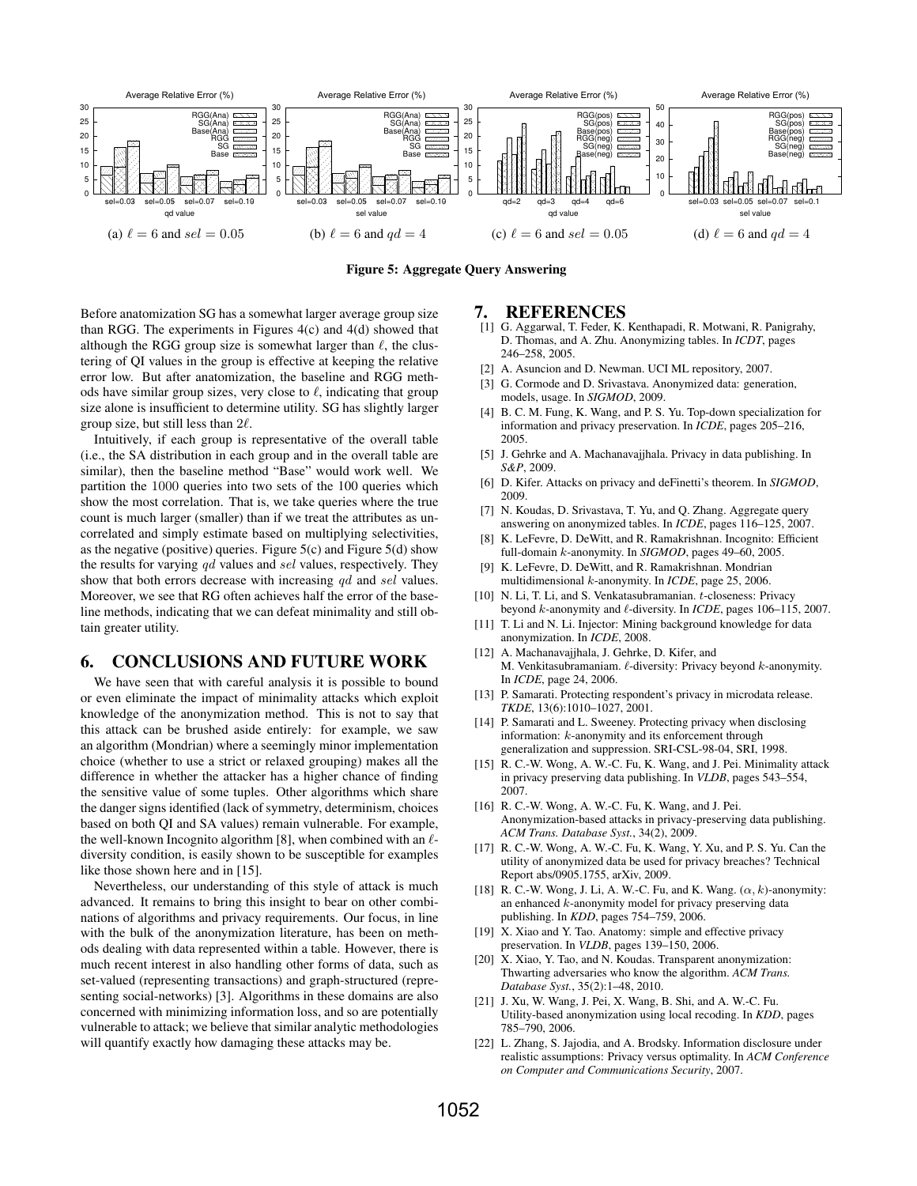Average Relative Error (%)

(a) $\ell = 6$ and $sel = 0.05$

(b) $\ell = 6$ and $qd = 4$

(c) $\ell = 6$ and $sel = 0.05$

(d) $\ell = 6$ and $qd = 4$

**Figure 5: Aggregate Query Answering**

Before anatomization SG has a somewhat larger average group size than RGG. The experiments in Figures 4(c) and 4(d) showed that although the RGG group size is somewhat larger than $\ell$, the clustering of QI values in the group is effective at keeping the relative error low. But after anatomization, the baseline and RGG methods have similar group sizes, very close to $\ell$, indicating that group size alone is insufficient to determine utility. SG has slightly larger group size, but still less than $2\ell$.

Intuitively, if each group is representative of the overall table (i.e., the SA distribution in each group and in the overall table are similar), then the baseline method "Base" would work well. We partition the 1000 queries into two sets of the 100 queries which show the most correlation. That is, we take queries where the true count is much larger (smaller) than if we treat the attributes as uncorrelated and simply estimate based on multiplying selectivities, as the negative (positive) queries. Figure 5(c) and Figure 5(d) show the results for varying $qd$ values and $sel$ values, respectively. They show that both errors decrease with increasing $qd$ and $sel$ values. Moreover, we see that RG often achieves half the error of the baseline methods, indicating that we can defeat minimality and still obtain greater utility.

## 6. CONCLUSIONS AND FUTURE WORK

We have seen that with careful analysis it is possible to bound or even eliminate the impact of minimality attacks which exploit knowledge of the anonymization method. This is not to say that this attack can be brushed aside entirely: for example, we saw an algorithm (Mondrian) where a seemingly minor implementation choice (whether to use a strict or relaxed grouping) makes all the difference in whether the attacker has a higher chance of finding the sensitive value of some tuples. Other algorithms which share the danger signs identified (lack of symmetry, determinism, choices based on both QI and SA values) remain vulnerable. For example, the well-known Incognito algorithm [8], when combined with an $\ell$-diversity condition, is easily shown to be susceptible for examples like those shown here and in [15].

Nevertheless, our understanding of this style of attack is much advanced. It remains to bring this insight to bear on other combinations of algorithms and privacy requirements. Our focus, in line with the bulk of the anonymization literature, has been on methods dealing with data represented within a table. However, there is much recent interest in also handling other forms of data, such as set-valued (representing transactions) and graph-structured (representing social-networks) [3]. Algorithms in these domains are also concerned with minimizing information loss, and so are potentially vulnerable to attack; we believe that similar analytic methodologies will quantify exactly how damaging these attacks may be.

## 7. REFERENCES

[1] G. Aggarwal, T. Feder, K. Kenthapadi, R. Motwani, R. Panigrahy, D. Thomas, and A. Zhu. Anonymizing tables. In *ICDT*, pages 246–258, 2005.

[2] A. Asuncion and D. Newman. UCI ML repository, 2007.

[3] G. Cormode and D. Srivastava. Anonymized data: generation, models, usage. In *SIGMOD*, 2009.

[4] B. C. M. Fung, K. Wang, and P. S. Yu. Top-down specialization for information and privacy preservation. In *ICDE*, pages 205–216, 2005.

[5] J. Gehrke and A. Machanavajjhala. Privacy in data publishing. In *S&P*, 2009.

[6] D. Kifer. Attacks on privacy and deFinetti's theorem. In *SIGMOD*, 2009.

[7] N. Koudas, D. Srivastava, T. Yu, and Q. Zhang. Aggregate query answering on anonymized tables. In *ICDE*, pages 116–125, 2007.

[8] K. LeFevre, D. DeWitt, and R. Ramakrishnan. Incognito: Efficient full-domain $k$-anonymity. In *SIGMOD*, pages 49–60, 2005.

[9] K. LeFevre, D. DeWitt, and R. Ramakrishnan. Mondrian multidimensional $k$-anonymity. In *ICDE*, page 25, 2006.

[10] N. Li, T. Li, and S. Venkatasubramanian. $t$-closeness: Privacy beyond $k$-anonymity and $\ell$-diversity. In *ICDE*, pages 106–115, 2007.

[11] T. Li and N. Li. Injector: Mining background knowledge for data anonymization. In *ICDE*, 2008.

[12] A. Machanavajjhala, J. Gehrke, D. Kifer, and M. Venkitasubramaniam. $\ell$-diversity: Privacy beyond $k$-anonymity. In *ICDE*, page 24, 2006.

[13] P. Samarati. Protecting respondent's privacy in microdata release. *TKDE*, 13(6):1010–1027, 2001.

[14] P. Samarati and L. Sweeney. Protecting privacy when disclosing information: $k$-anonymity and its enforcement through generalization and suppression. SRI-CSL-98-04, SRI, 1998.

[15] R. C.-W. Wong, A. W.-C. Fu, K. Wang, and J. Pei. Minimality attack in privacy preserving data publishing. In *VLDB*, pages 543–554, 2007.

[16] R. C.-W. Wong, A. W.-C. Fu, K. Wang, and J. Pei. Anonymization-based attacks in privacy-preserving data publishing. *ACM Trans. Database Syst.*, 34(2), 2009.

[17] R. C.-W. Wong, A. W.-C. Fu, K. Wang, Y. Xu, and P. S. Yu. Can the utility of anonymized data be used for privacy breaches? Technical Report abs/0905.1755, arXiv, 2009.

[18] R. C.-W. Wong, J. Li, A. W.-C. Fu, and K. Wang. $(\alpha, k)$-anonymity: an enhanced $k$-anonymity model for privacy preserving data publishing. In *KDD*, pages 754–759, 2006.

[19] X. Xiao and Y. Tao. Anatomy: simple and effective privacy preservation. In *VLDB*, pages 139–150, 2006.

[20] X. Xiao, Y. Tao, and N. Koudas. Transparent anonymization: Thwarting adversaries who know the algorithm. *ACM Trans. Database Syst.*, 35(2):1–48, 2010.

[21] J. Xu, W. Wang, J. Pei, X. Wang, B. Shi, and A. W.-C. Fu. Utility-based anonymization using local recoding. In *KDD*, pages 785–790, 2006.

[22] L. Zhang, S. Jajodia, and A. Brodsky. Information disclosure under realistic assumptions: Privacy versus optimality. In *ACM Conference on Computer and Communications Security*, 2007.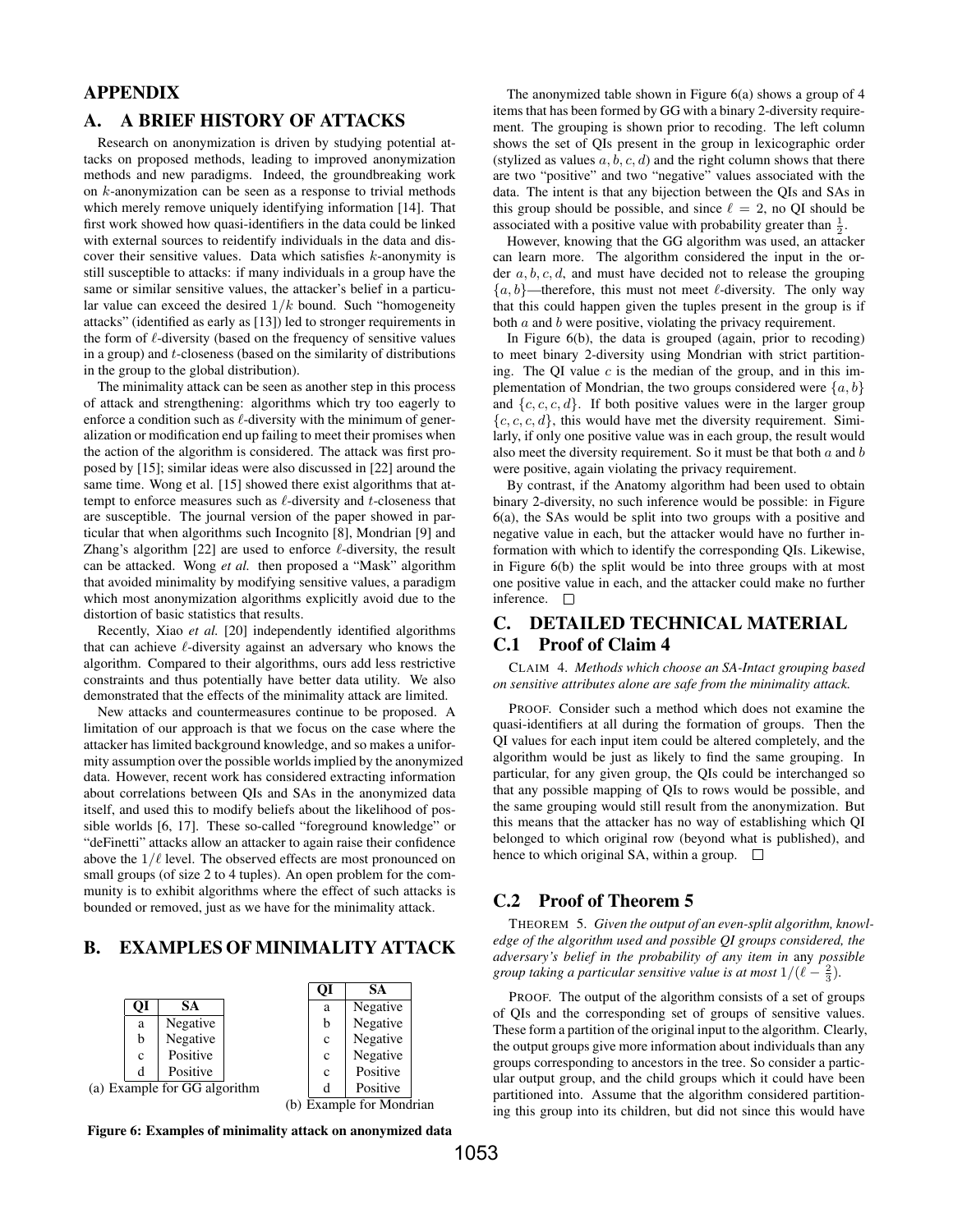# APPENDIX

## A. A BRIEF HISTORY OF ATTACKS

Research on anonymization is driven by studying potential attacks on proposed methods, leading to improved anonymization methods and new paradigms. Indeed, the groundbreaking work on $k$-anonymization can be seen as a response to trivial methods which merely remove uniquely identifying information [14]. That first work showed how quasi-identifiers in the data could be linked with external sources to reidentify individuals in the data and discover their sensitive values. Data which satisfies $k$-anonymity is still susceptible to attacks: if many individuals in a group have the same or similar sensitive values, the attacker's belief in a particular value can exceed the desired $1/k$ bound. Such "homogeneity attacks" (identified as early as [13]) led to stronger requirements in the form of $\ell$-diversity (based on the frequency of sensitive values in a group) and $t$-closeness (based on the similarity of distributions in the group to the global distribution).

The minimality attack can be seen as another step in this process of attack and strengthening: algorithms which try too eagerly to enforce a condition such as $\ell$-diversity with the minimum of generalization or modification end up failing to meet their promises when the action of the algorithm is considered. The attack was first proposed by [15]; similar ideas were also discussed in [22] around the same time. Wong et al. [15] showed there exist algorithms that attempt to enforce measures such as $\ell$-diversity and $t$-closeness that are susceptible. The journal version of the paper showed in particular that when algorithms such Incognito [8], Mondrian [9] and Zhang's algorithm [22] are used to enforce $\ell$-diversity, the result can be attacked. Wong *et al.* then proposed a "Mask" algorithm that avoided minimality by modifying sensitive values, a paradigm which most anonymization algorithms explicitly avoid due to the distortion of basic statistics that results.

Recently, Xiao *et al.* [20] independently identified algorithms that can achieve $\ell$-diversity against an adversary who knows the algorithm. Compared to their algorithms, ours add less restrictive constraints and thus potentially have better data utility. We also demonstrated that the effects of the minimality attack are limited.

New attacks and countermeasures continue to be proposed. A limitation of our approach is that we focus on the case where the attacker has limited background knowledge, and so makes a uniformity assumption over the possible worlds implied by the anonymized data. However, recent work has considered extracting information about correlations between QIs and SAs in the anonymized data itself, and used this to modify beliefs about the likelihood of possible worlds [6, 17]. These so-called "foreground knowledge" or "deFinetti" attacks allow an attacker to again raise their confidence above the $1/\ell$ level. The observed effects are most pronounced on small groups (of size 2 to 4 tuples). An open problem for the community is to exhibit algorithms where the effect of such attacks is bounded or removed, just as we have for the minimality attack.

## B. EXAMPLES OF MINIMALITY ATTACK

| QI | SA |
|---|---|
| a | Negative |
| b | Negative |
| c | Positive |
| d | Positive |

(a) Example for GG algorithm

| QI | SA |
|---|---|
| a | Negative |
| b | Negative |
| c | Negative |
| c | Negative |
| c | Positive |
| d | Positive |

(b) Example for Mondrian

**Figure 6: Examples of minimality attack on anonymized data**

The anonymized table shown in Figure 6(a) shows a group of 4 items that has been formed by GG with a binary 2-diversity requirement. The grouping is shown prior to recoding. The left column shows the set of QIs present in the group in lexicographic order (stylized as values $a, b, c, d$) and the right column shows that there are two "positive" and two "negative" values associated with the data. The intent is that any bijection between the QIs and SAs in this group should be possible, and since $\ell = 2$, no QI should be associated with a positive value with probability greater than $\frac{1}{2}$.

However, knowing that the GG algorithm was used, an attacker can learn more. The algorithm considered the input in the order $a, b, c, d$, and must have decided not to release the grouping $\{a, b\}$—therefore, this must not meet $\ell$-diversity. The only way that this could happen given the tuples present in the group is if both $a$ and $b$ were positive, violating the privacy requirement.

In Figure 6(b), the data is grouped (again, prior to recoding) to meet binary 2-diversity using Mondrian with strict partitioning. The QI value $c$ is the median of the group, and in this implementation of Mondrian, the two groups considered were $\{a, b\}$ and $\{c, c, c, d\}$. If both positive values were in the larger group $\{c, c, c, d\}$, this would have met the diversity requirement. Similarly, if only one positive value was in each group, the result would also meet the diversity requirement. So it must be that both $a$ and $b$ were positive, again violating the privacy requirement.

By contrast, if the Anatomy algorithm had been used to obtain binary 2-diversity, no such inference would be possible: in Figure 6(a), the SAs would be split into two groups with a positive and negative value in each, but the attacker would have no further information with which to identify the corresponding QIs. Likewise, in Figure 6(b) the split would be into three groups with at most one positive value in each, and the attacker could make no further inference. □

## C. DETAILED TECHNICAL MATERIAL

### C.1 Proof of Claim 4

CLAIM 4. *Methods which choose an SA-Intact grouping based on sensitive attributes alone are safe from the minimality attack.*

PROOF. Consider such a method which does not examine the quasi-identifiers at all during the formation of groups. Then the QI values for each input item could be altered completely, and the algorithm would be just as likely to find the same grouping. In particular, for any given group, the QIs could be interchanged so that any possible mapping of QIs to rows would be possible, and the same grouping would still result from the anonymization. But this means that the attacker has no way of establishing which QI belonged to which original row (beyond what is published), and hence to which original SA, within a group. □

### C.2 Proof of Theorem 5

THEOREM 5. *Given the output of an even-split algorithm, knowledge of the algorithm used and possible QI groups considered, the adversary's belief in the probability of any item in* any *possible group taking a particular sensitive value is at most $1/(\ell - \frac{2}{3})$.*

PROOF. The output of the algorithm consists of a set of groups of QIs and the corresponding set of groups of sensitive values. These form a partition of the original input to the algorithm. Clearly, the output groups give more information about individuals than any groups corresponding to ancestors in the tree. So consider a particular output group, and the child groups which it could have been partitioned into. Assume that the algorithm considered partitioning this group into its children, but did not since this would have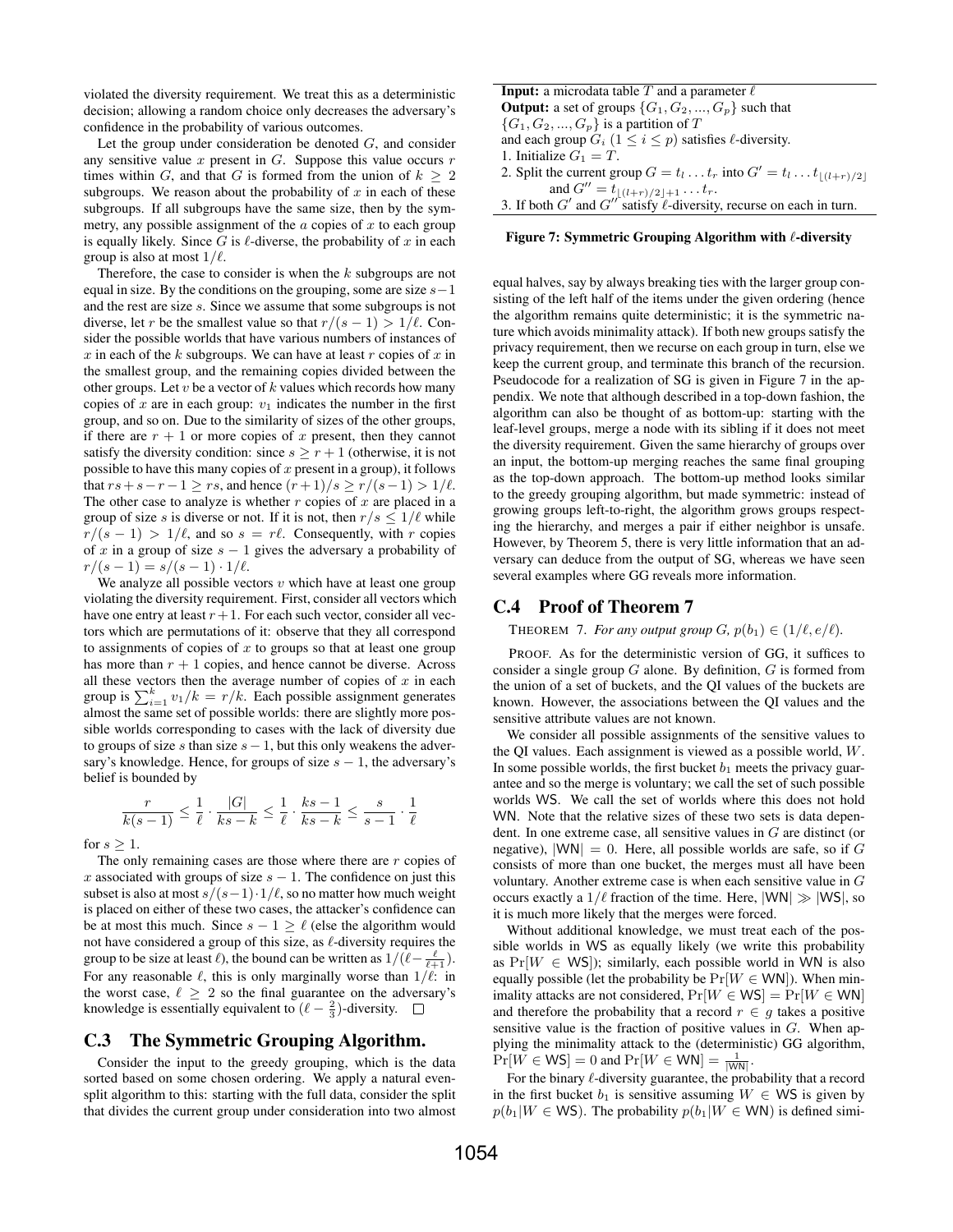violated the diversity requirement. We treat this as a deterministic decision; allowing a random choice only decreases the adversary's confidence in the probability of various outcomes.

Let the group under consideration be denoted $G$, and consider any sensitive value $x$ present in $G$. Suppose this value occurs $r$ times within $G$, and that $G$ is formed from the union of $k \geq 2$ subgroups. We reason about the probability of $x$ in each of these subgroups. If all subgroups have the same size, then by the symmetry, any possible assignment of the $a$ copies of $x$ to each group is equally likely. Since $G$ is $\ell$-diverse, the probability of $x$ in each group is also at most $1/\ell$.

Therefore, the case to consider is when the $k$ subgroups are not equal in size. By the conditions on the grouping, some are size $s-1$ and the rest are size $s$. Since we assume that some subgroups is not diverse, let $r$ be the smallest value so that $r/(s-1) > 1/\ell$. Consider the possible worlds that have various numbers of instances of $x$ in each of the $k$ subgroups. We can have at least $r$ copies of $x$ in the smallest group, and the remaining copies divided between the other groups. Let $v$ be a vector of $k$ values which records how many copies of $x$ are in each group: $v_1$ indicates the number in the first group, and so on. Due to the similarity of sizes of the other groups, if there are $r+1$ or more copies of $x$ present, then they cannot satisfy the diversity condition: since $s \geq r+1$ (otherwise, it is not possible to have this many copies of $x$ present in a group), it follows that $rs + s - r - 1 \geq rs$, and hence $(r+1)/s \geq r/(s-1) > 1/\ell$. The other case to analyze is whether $r$ copies of $x$ are placed in a group of size $s$ is diverse or not. If it is not, then $r/s \leq 1/\ell$ while $r/(s-1) > 1/\ell$, and so $s = r\ell$. Consequently, with $r$ copies of $x$ in a group of size $s-1$ gives the adversary a probability of $r/(s-1) = s/(s-1) \cdot 1/\ell$.

We analyze all possible vectors $v$ which have at least one group violating the diversity requirement. First, consider all vectors which have one entry at least $r+1$. For each such vector, consider all vectors which are permutations of it: observe that they all correspond to assignments of copies of $x$ to groups so that at least one group has more than $r+1$ copies, and hence cannot be diverse. Across all these vectors then the average number of copies of $x$ in each group is $\sum_{i=1}^{k} v_1/k = r/k$. Each possible assignment generates almost the same set of possible worlds: there are slightly more possible worlds corresponding to cases with the lack of diversity due to groups of size $s$ than size $s-1$, but this only weakens the adversary's knowledge. Hence, for groups of size $s-1$, the adversary's belief is bounded by

$$\frac{r}{k(s-1)} \leq \frac{1}{\ell} \cdot \frac{|G|}{ks-k} \leq \frac{1}{\ell} \cdot \frac{ks-1}{ks-k} \leq \frac{s}{s-1} \cdot \frac{1}{\ell}$$

for $s \geq 1$.

The only remaining cases are those where there are $r$ copies of $x$ associated with groups of size $s-1$. The confidence on just this subset is also at most $s/(s-1) \cdot 1/\ell$, so no matter how much weight is placed on either of these two cases, the attacker's confidence can be at most this much. Since $s - 1 \geq \ell$ (else the algorithm would not have considered a group of this size, as $\ell$-diversity requires the group to be size at least $\ell$), the bound can be written as $1/(\ell - \frac{\ell}{\ell+1})$. For any reasonable $\ell$, this is only marginally worse than $1/\ell$: in the worst case, $\ell \geq 2$ so the final guarantee on the adversary's knowledge is essentially equivalent to $(\ell - \frac{2}{3})$-diversity. □

## C.3 The Symmetric Grouping Algorithm.

Consider the input to the greedy grouping, which is the data sorted based on some chosen ordering. We apply a natural even-split algorithm to this: starting with the full data, consider the split that divides the current group under consideration into two almost equal halves, say by always breaking ties with the larger group consisting of the left half of the items under the given ordering (hence the algorithm remains quite deterministic; it is the symmetric nature which avoids minimality attack). If both new groups satisfy the privacy requirement, then we recurse on each group in turn, else we keep the current group, and terminate this branch of the recursion. Pseudocode for a realization of SG is given in Figure 7 in the appendix. We note that although described in a top-down fashion, the algorithm can also be thought of as bottom-up: starting with the leaf-level groups, merge a node with its sibling if it does not meet the diversity requirement. Given the same hierarchy of groups over an input, the bottom-up merging reaches the same final grouping as the top-down approach. The bottom-up method looks similar to the greedy grouping algorithm, but made symmetric: instead of growing groups left-to-right, the algorithm grows groups respecting the hierarchy, and merges a pair if either neighbor is unsafe. However, by Theorem 5, there is very little information that an adversary can deduce from the output of SG, whereas we have seen several examples where GG reveals more information.

---

**Input:** a microdata table $T$ and a parameter $\ell$
**Output:** a set of groups $\{G_1, G_2, ..., G_p\}$ such that $\{G_1, G_2, ..., G_p\}$ is a partition of $T$ and each group $G_i$ ($1 \leq i \leq p$) satisfies $\ell$-diversity.
1. Initialize $G_1 = T$.
2. Split the current group $G = t_l \dots t_r$ into $G' = t_l \dots t_{\lfloor (l+r)/2 \rfloor}$ and $G'' = t_{\lfloor (l+r)/2 \rfloor + 1} \dots t_r$.
3. If both $G'$ and $G''$ satisfy $\ell$-diversity, recurse on each in turn.

---

**Figure 7: Symmetric Grouping Algorithm with $\ell$-diversity**

## C.4 Proof of Theorem 7

THEOREM 7. *For any output group $G$, $p(b_1) \in (1/\ell, e/\ell)$.*

PROOF. As for the deterministic version of GG, it suffices to consider a single group $G$ alone. By definition, $G$ is formed from the union of a set of buckets, and the QI values of the buckets are known. However, the associations between the QI values and the sensitive attribute values are not known.

We consider all possible assignments of the sensitive values to the QI values. Each assignment is viewed as a possible world, $W$. In some possible worlds, the first bucket $b_1$ meets the privacy guarantee and so the merge is voluntary; we call the set of such possible worlds WS. We call the set of worlds where this does not hold WN. Note that the relative sizes of these two sets is data dependent. In one extreme case, all sensitive values in $G$ are distinct (or negative), $|\mathsf{WN}| = 0$. Here, all possible worlds are safe, so if $G$ consists of more than one bucket, the merges must all have been voluntary. Another extreme case is when each sensitive value in $G$ occurs exactly a $1/\ell$ fraction of the time. Here, $|\mathsf{WN}| \gg |\mathsf{WS}|$, so it is much more likely that the merges were forced.

Without additional knowledge, we must treat each of the possible worlds in WS as equally likely (we write this probability as $\Pr[W \in \mathsf{WS}]$); similarly, each possible world in WN is also equally possible (let the probability be $\Pr[W \in \mathsf{WN}]$). When minimality attacks are not considered, $\Pr[W \in \mathsf{WS}] = \Pr[W \in \mathsf{WN}]$ and therefore the probability that a record $r \in g$ takes a positive sensitive value is the fraction of positive values in $G$. When applying the minimality attack to the (deterministic) GG algorithm, $\Pr[W \in \mathsf{WS}] = 0$ and $\Pr[W \in \mathsf{WN}] = \frac{1}{|\mathsf{WN}|}$.

For the binary $\ell$-diversity guarantee, the probability that a record in the first bucket $b_1$ is sensitive assuming $W \in \mathsf{WS}$ is given by $p(b_1|W \in \mathsf{WS})$. The probability $p(b_1|W \in \mathsf{WN})$ is defined simi-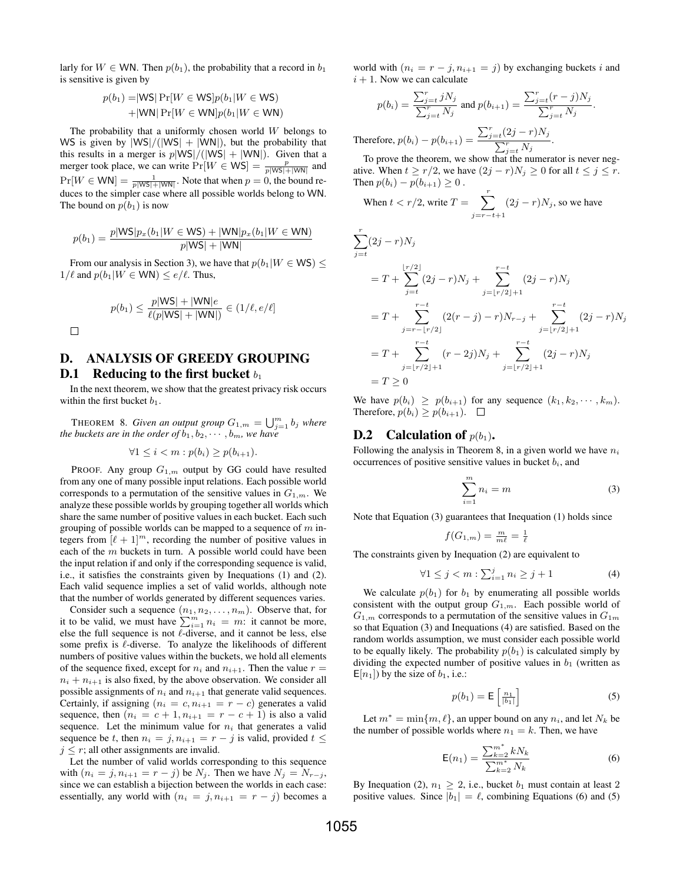larly for $W \in \mathsf{WN}$. Then $p(b_1)$, the probability that a record in $b_1$ is sensitive is given by

$$
\begin{aligned}
p(b_1) = &|\mathsf{WS}| \Pr[W \in \mathsf{WS}] p(b_1|W \in \mathsf{WS}) \\
&+ |\mathsf{WN}| \Pr[W \in \mathsf{WN}] p(b_1|W \in \mathsf{WN})
\end{aligned}
$$

The probability that a uniformly chosen world $W$ belongs to $\mathsf{WS}$ is given by $|\mathsf{WS}|/(|\mathsf{WS}| + |\mathsf{WN}|)$, but the probability that this results in a merger is $p|\mathsf{WS}|/(|\mathsf{WS}| + |\mathsf{WN}|)$. Given that a merger took place, we can write $\Pr[W \in \mathsf{WS}] = \frac{p}{p|\mathsf{WS}|+|\mathsf{WN}|}$ and $\Pr[W \in \mathsf{WN}] = \frac{1}{p|\mathsf{WS}|+|\mathsf{WN}|}$. Note that when $p = 0$, the bound reduces to the simpler case where all possible worlds belong to $\mathsf{WN}$. The bound on $p(b_1)$ is now

$$p(b_1) = \frac{p|\mathsf{WS}| p_x(b_1|W \in \mathsf{WS}) + |\mathsf{WN}| p_x(b_1|W \in \mathsf{WN})}{p|\mathsf{WS}| + |\mathsf{WN}|}$$

From our analysis in Section 3), we have that $p(b_1|W \in \mathsf{WS}) \leq 1/\ell$ and $p(b_1|W \in \mathsf{WN}) \leq e/\ell$. Thus,

$$p(b_1) \leq \frac{p|\mathsf{WS}| + |\mathsf{WN}| e}{\ell(p|\mathsf{WS}| + |\mathsf{WN}|)} \in (1/\ell, e/\ell]$$

□

## D. ANALYSIS OF GREEDY GROUPING

### D.1 Reducing to the first bucket $b_1$

In the next theorem, we show that the greatest privacy risk occurs within the first bucket $b_1$.

THEOREM 8. *Given an output group $G_{1,m} = \bigcup_{j=1}^{m} b_j$ where the buckets are in the order of $b_1, b_2, \cdots, b_m$, we have*

$$\forall 1 \leq i < m : p(b_i) \geq p(b_{i+1}).$$

PROOF. Any group $G_{1,m}$ output by GG could have resulted from any one of many possible input relations. Each possible world corresponds to a permutation of the sensitive values in $G_{1,m}$. We analyze these possible worlds by grouping together all worlds which share the same number of positive values in each bucket. Each such grouping of possible worlds can be mapped to a sequence of $m$ integers from $[\ell + 1]^m$, recording the number of positive values in each of the $m$ buckets in turn. A possible world could have been the input relation if and only if the corresponding sequence is valid, i.e., it satisfies the constraints given by Inequations (1) and (2). Each valid sequence implies a set of valid worlds, although note that the number of worlds generated by different sequences varies.

Consider such a sequence $(n_1, n_2, \ldots, n_m)$. Observe that, for it to be valid, we must have $\sum_{i=1}^{m} n_i = m$: it cannot be more, else the full sequence is not $\ell$-diverse, and it cannot be less, else some prefix is $\ell$-diverse. To analyze the likelihoods of different numbers of positive values within the buckets, we hold all elements of the sequence fixed, except for $n_i$ and $n_{i+1}$. Then the value $r = n_i + n_{i+1}$ is also fixed, by the above observation. We consider all possible assignments of $n_i$ and $n_{i+1}$ that generate valid sequences. Certainly, if assigning $(n_i = c, n_{i+1} = r - c)$ generates a valid sequence, then $(n_i = c + 1, n_{i+1} = r - c + 1)$ is also a valid sequence. Let the minimum value for $n_i$ that generates a valid sequence be $t$, then $n_i = j, n_{i+1} = r - j$ is valid, provided $t \leq j \leq r$; all other assignments are invalid.

Let the number of valid worlds corresponding to this sequence with $(n_i = j, n_{i+1} = r - j)$ be $N_j$. Then we have $N_j = N_{r-j}$, since we can establish a bijection between the worlds in each case: essentially, any world with $(n_i = j, n_{i+1} = r - j)$ becomes a world with $(n_i = r - j, n_{i+1} = j)$ by exchanging buckets $i$ and $i + 1$. Now we can calculate

$$p(b_i) = \frac{\sum_{j=t}^{r} j N_j}{\sum_{j=t}^{r} N_j} \text{ and } p(b_{i+1}) = \frac{\sum_{j=t}^{r} (r - j) N_j}{\sum_{j=t}^{r} N_j}.$$

Therefore, $p(b_i) - p(b_{i+1}) = \dfrac{\sum_{j=t}^{r} (2j - r) N_j}{\sum_{j=t}^{r} N_j}$.

To prove the theorem, we show that the numerator is never negative. When $t \geq r/2$, we have $(2j - r)N_j \geq 0$ for all $t \leq j \leq r$. Then $p(b_i) - p(b_{i+1}) \geq 0$ .

When $t < r/2$, write $T = \displaystyle\sum_{j=r-t+1}^{r} (2j - r)N_j$, so we have

$$
\begin{aligned}
&\sum_{j=t}^{r} (2j - r)N_j \\
&= T + \sum_{j=t}^{\lfloor r/2 \rfloor} (2j - r)N_j + \sum_{j=\lfloor r/2 \rfloor + 1}^{r-t} (2j - r)N_j \\
&= T + \sum_{j=r-\lfloor r/2 \rfloor}^{r-t} (2(r - j) - r)N_{r-j} + \sum_{j=\lfloor r/2 \rfloor + 1}^{r-t} (2j - r)N_j \\
&= T + \sum_{j=\lfloor r/2 \rfloor + 1}^{r-t} (r - 2j)N_j + \sum_{j=\lfloor r/2 \rfloor + 1}^{r-t} (2j - r)N_j \\
&= T \geq 0
\end{aligned}
$$

We have $p(b_i) \geq p(b_{i+1})$ for any sequence $(k_1, k_2, \cdots, k_m)$. Therefore, $p(b_i) \geq p(b_{i+1})$. □

### D.2 Calculation of $p(b_1)$.

Following the analysis in Theorem 8, in a given world we have $n_i$ occurrences of positive sensitive values in bucket $b_i$, and

$$\sum_{i=1}^{m} n_i = m \tag{3}$$

Note that Equation (3) guarantees that Inequation (1) holds since

$$f(G_{1,m}) = \tfrac{m}{m\ell} = \tfrac{1}{\ell}$$

The constraints given by Inequation (2) are equivalent to

$$\forall 1 \leq j < m : \textstyle\sum_{i=1}^{j} n_i \geq j + 1 \tag{4}$$

We calculate $p(b_1)$ for $b_1$ by enumerating all possible worlds consistent with the output group $G_{1,m}$. Each possible world of $G_{1,m}$ corresponds to a permutation of the sensitive values in $G_{1m}$ so that Equation (3) and Inequations (4) are satisfied. Based on the random worlds assumption, we must consider each possible world to be equally likely. The probability $p(b_1)$ is calculated simply by dividing the expected number of positive values in $b_1$ (written as $\mathsf{E}[n_1]$) by the size of $b_1$, i.e.:

$$p(b_1) = \mathsf{E}\left[\tfrac{n_1}{|b_1|}\right] \tag{5}$$

Let $m^* = \min\{m, \ell\}$, an upper bound on any $n_i$, and let $N_k$ be the number of possible worlds where $n_1 = k$. Then, we have

$$\mathsf{E}(n_1) = \frac{\sum_{k=2}^{m^*} k N_k}{\sum_{k=2}^{m^*} N_k} \tag{6}$$

By Inequation (2), $n_1 \geq 2$, i.e., bucket $b_1$ must contain at least 2 positive values. Since $|b_1| = \ell$, combining Equations (6) and (5)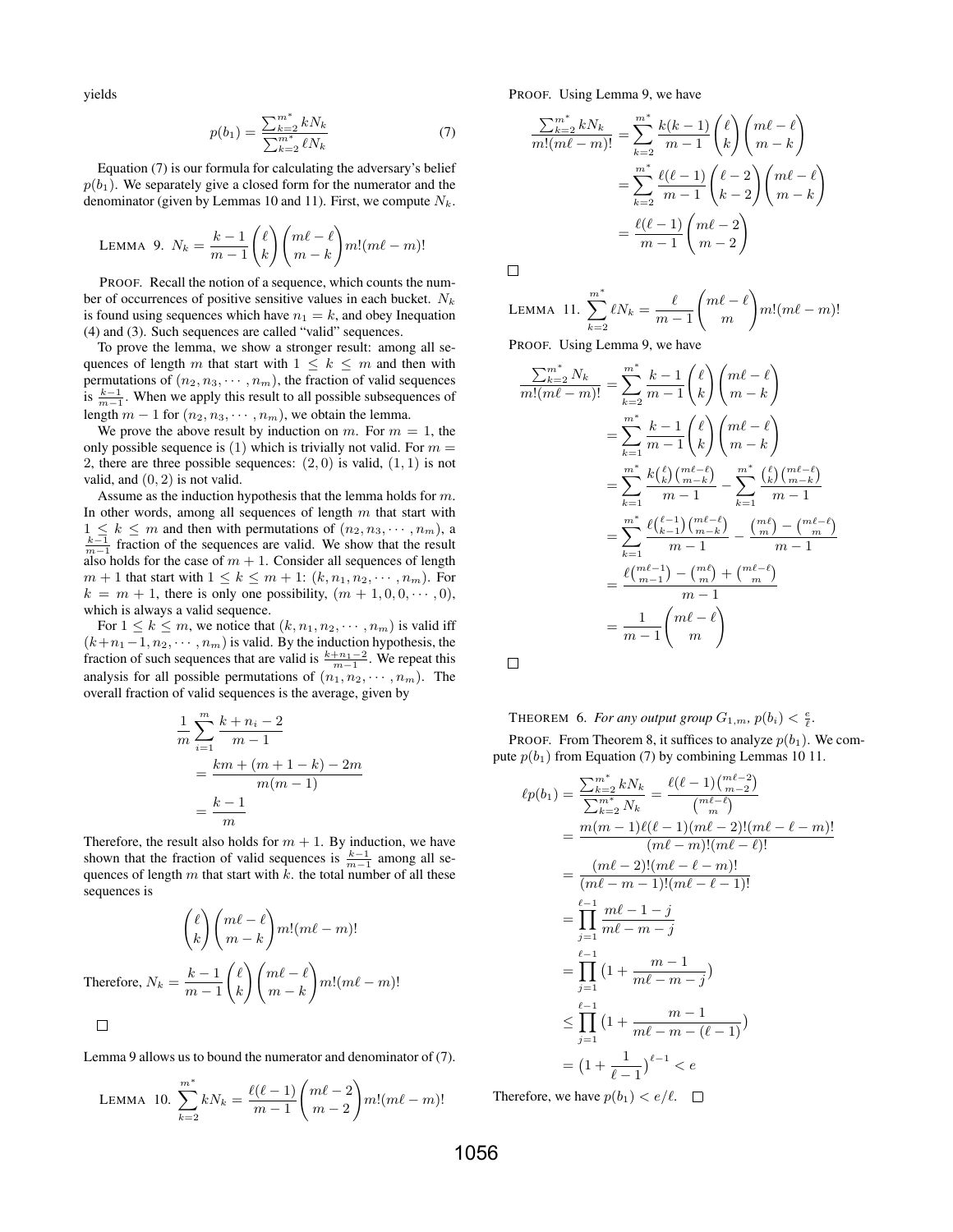yields

$$p(b_1) = \frac{\sum_{k=2}^{m^*} kN_k}{\sum_{k=2}^{m^*} \ell N_k} \tag{7}$$

Equation (7) is our formula for calculating the adversary's belief $p(b_1)$. We separately give a closed form for the numerator and the denominator (given by Lemmas 10 and 11). First, we compute $N_k$.

LEMMA 9. $N_k = \frac{k-1}{m-1}\binom{\ell}{k}\binom{m\ell-\ell}{m-k}m!(m\ell-m)!$

PROOF. Recall the notion of a sequence, which counts the number of occurrences of positive sensitive values in each bucket. $N_k$ is found using sequences which have $n_1 = k$, and obey Inequation (4) and (3). Such sequences are called "valid" sequences.

To prove the lemma, we show a stronger result: among all sequences of length $m$ that start with $1 \le k \le m$ and then with permutations of $(n_2, n_3, \cdots, n_m)$, the fraction of valid sequences is $\frac{k-1}{m-1}$. When we apply this result to all possible subsequences of length $m-1$ for $(n_2, n_3, \cdots, n_m)$, we obtain the lemma.

We prove the above result by induction on $m$. For $m = 1$, the only possible sequence is $(1)$ which is trivially not valid. For $m = 2$, there are three possible sequences: $(2, 0)$ is valid, $(1, 1)$ is not valid, and $(0, 2)$ is not valid.

Assume as the induction hypothesis that the lemma holds for $m$. In other words, among all sequences of length $m$ that start with $1 \le k \le m$ and then with permutations of $(n_2, n_3, \cdots, n_m)$, a $\frac{k-1}{m-1}$ fraction of the sequences are valid. We show that the result also holds for the case of $m+1$. Consider all sequences of length $m+1$ that start with $1 \le k \le m+1$: $(k, n_1, n_2, \cdots, n_m)$. For $k = m+1$, there is only one possibility, $(m+1, 0, 0, \cdots, 0)$, which is always a valid sequence.

For $1 \le k \le m$, we notice that $(k, n_1, n_2, \cdots, n_m)$ is valid iff $(k+n_1-1, n_2, \cdots, n_m)$ is valid. By the induction hypothesis, the fraction of such sequences that are valid is $\frac{k+n_1-2}{m-1}$. We repeat this analysis for all possible permutations of $(n_1, n_2, \cdots, n_m)$. The overall fraction of valid sequences is the average, given by

$$\begin{aligned}
&\frac{1}{m}\sum_{i=1}^{m}\frac{k+n_i-2}{m-1} \\
&= \frac{km + (m+1-k) - 2m}{m(m-1)} \\
&= \frac{k-1}{m}
\end{aligned}$$

Therefore, the result also holds for $m+1$. By induction, we have shown that the fraction of valid sequences is $\frac{k-1}{m-1}$ among all sequences of length $m$ that start with $k$. the total number of all these sequences is

$$\binom{\ell}{k}\binom{m\ell-\ell}{m-k}m!(m\ell-m)!$$

Therefore, $N_k = \frac{k-1}{m-1}\binom{\ell}{k}\binom{m\ell-\ell}{m-k}m!(m\ell-m)!$ □

Lemma 9 allows us to bound the numerator and denominator of (7).

LEMMA 10. $\sum_{k=2}^{m^*} kN_k = \frac{\ell(\ell-1)}{m-1}\binom{m\ell-2}{m-2}m!(m\ell-m)!$

PROOF. Using Lemma 9, we have

$$\begin{aligned}
\frac{\sum_{k=2}^{m^*} kN_k}{m!(m\ell-m)!} &= \sum_{k=2}^{m^*}\frac{k(k-1)}{m-1}\binom{\ell}{k}\binom{m\ell-\ell}{m-k} \\
&= \sum_{k=2}^{m^*}\frac{\ell(\ell-1)}{m-1}\binom{\ell-2}{k-2}\binom{m\ell-\ell}{m-k} \\
&= \frac{\ell(\ell-1)}{m-1}\binom{m\ell-2}{m-2}
\end{aligned}$$

□

LEMMA 11. $\sum_{k=2}^{m^*} \ell N_k = \frac{\ell}{m-1}\binom{m\ell-\ell}{m}m!(m\ell-m)!$

PROOF. Using Lemma 9, we have

$$\begin{aligned}
\frac{\sum_{k=2}^{m^*} N_k}{m!(m\ell-m)!} &= \sum_{k=2}^{m^*}\frac{k-1}{m-1}\binom{\ell}{k}\binom{m\ell-\ell}{m-k} \\
&= \sum_{k=1}^{m^*}\frac{k-1}{m-1}\binom{\ell}{k}\binom{m\ell-\ell}{m-k} \\
&= \sum_{k=1}^{m^*}\frac{k\binom{\ell}{k}\binom{m\ell-\ell}{m-k}}{m-1} - \sum_{k=1}^{m^*}\frac{\binom{\ell}{k}\binom{m\ell-\ell}{m-k}}{m-1} \\
&= \sum_{k=1}^{m^*}\frac{\ell\binom{\ell-1}{k-1}\binom{m\ell-\ell}{m-k}}{m-1} - \frac{\binom{m\ell}{m} - \binom{m\ell-\ell}{m}}{m-1} \\
&= \frac{\ell\binom{m\ell-1}{m-1} - \binom{m\ell}{m} + \binom{m\ell-\ell}{m}}{m-1} \\
&= \frac{1}{m-1}\binom{m\ell-\ell}{m}
\end{aligned}$$

□

THEOREM 6. *For any output group $G_{1,m}$, $p(b_i) < \frac{e}{\ell}$.*

PROOF. From Theorem 8, it suffices to analyze $p(b_1)$. We compute $p(b_1)$ from Equation (7) by combining Lemmas 10 11.

$$\begin{aligned}
\ell p(b_1) &= \frac{\sum_{k=2}^{m^*} kN_k}{\sum_{k=2}^{m^*} N_k} = \frac{\ell(\ell-1)\binom{m\ell-2}{m-2}}{\binom{m\ell-\ell}{m}} \\
&= \frac{m(m-1)\ell(\ell-1)(m\ell-2)!(m\ell-\ell-m)!}{(m\ell-m)!(m\ell-\ell)!} \\
&= \frac{(m\ell-2)!(m\ell-\ell-m)!}{(m\ell-m-1)!(m\ell-\ell-1)!} \\
&= \prod_{j=1}^{\ell-1}\frac{m\ell-1-j}{m\ell-m-j} \\
&= \prod_{j=1}^{\ell-1}\left(1 + \frac{m-1}{m\ell-m-j}\right) \\
&\le \prod_{j=1}^{\ell-1}\left(1 + \frac{m-1}{m\ell-m-(\ell-1)}\right) \\
&= \left(1 + \frac{1}{\ell-1}\right)^{\ell-1} < e
\end{aligned}$$

Therefore, we have $p(b_1) < e/\ell$. □